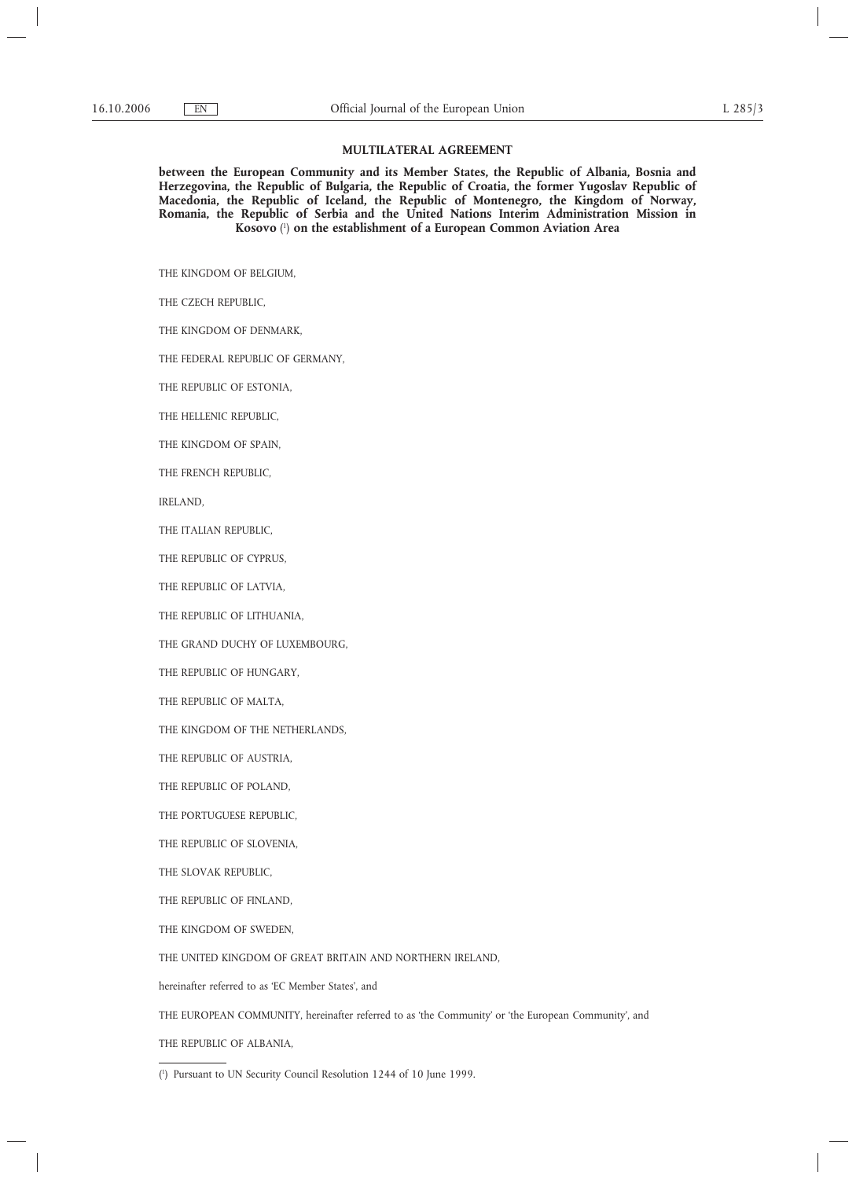# MULTILATERAL AGREEMENT

**between the European Community and its Member States, the Republic of Albania, Bosnia and Herzegovina, the Republic of Bulgaria, the Republic of Croatia, the former Yugoslav Republic of Macedonia, the Republic of Iceland, the Republic of Montenegro, the Kingdom of Norway, Romania, the Republic of Serbia and the United Nations Interim Administration Mission in Kosovo [1] on the establishment of a European Common Aviation Area**

THE KINGDOM OF BELGIUM,

THE CZECH REPUBLIC,

THE KINGDOM OF DENMARK,

THE FEDERAL REPUBLIC OF GERMANY,

THE REPUBLIC OF ESTONIA,

THE HELLENIC REPUBLIC,

THE KINGDOM OF SPAIN,

THE FRENCH REPUBLIC,

IRELAND,

THE ITALIAN REPUBLIC,

THE REPUBLIC OF CYPRUS,

THE REPUBLIC OF LATVIA,

THE REPUBLIC OF LITHUANIA,

THE GRAND DUCHY OF LUXEMBOURG,

THE REPUBLIC OF HUNGARY,

THE REPUBLIC OF MALTA,

THE KINGDOM OF THE NETHERLANDS,

THE REPUBLIC OF AUSTRIA,

THE REPUBLIC OF POLAND,

THE PORTUGUESE REPUBLIC,

THE REPUBLIC OF SLOVENIA,

THE SLOVAK REPUBLIC,

THE REPUBLIC OF FINLAND,

THE KINGDOM OF SWEDEN,

THE UNITED KINGDOM OF GREAT BRITAIN AND NORTHERN IRELAND,

hereinafter referred to as 'EC Member States', and

THE EUROPEAN COMMUNITY, hereinafter referred to as 'the Community' or 'the European Community', and

THE REPUBLIC OF ALBANIA,

---

[1] Pursuant to UN Security Council Resolution 1244 of 10 June 1999.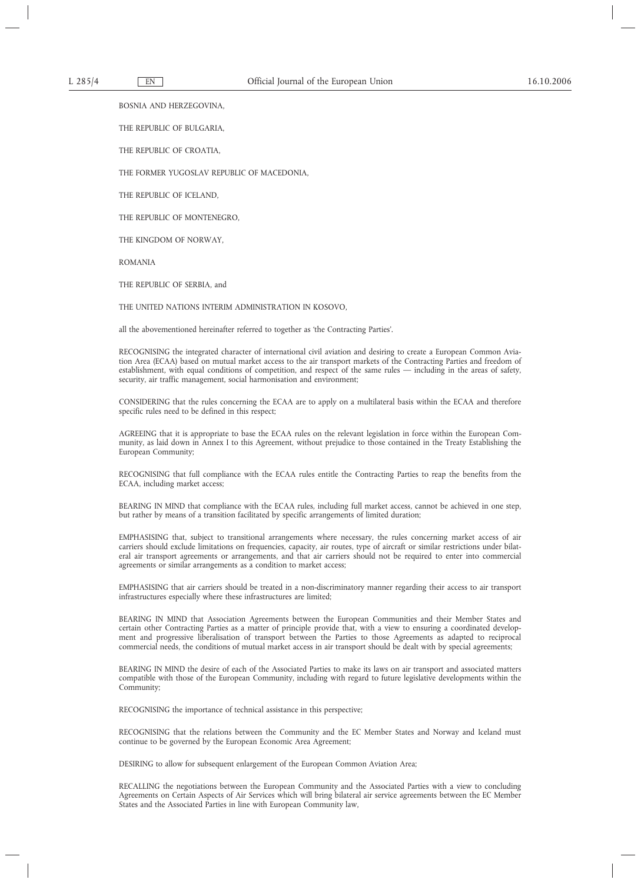BOSNIA AND HERZEGOVINA,

THE REPUBLIC OF BULGARIA,

THE REPUBLIC OF CROATIA,

THE FORMER YUGOSLAV REPUBLIC OF MACEDONIA,

THE REPUBLIC OF ICELAND,

THE REPUBLIC OF MONTENEGRO,

THE KINGDOM OF NORWAY,

ROMANIA

THE REPUBLIC OF SERBIA, and

THE UNITED NATIONS INTERIM ADMINISTRATION IN KOSOVO,

all the abovementioned hereinafter referred to together as 'the Contracting Parties'.

RECOGNISING the integrated character of international civil aviation and desiring to create a European Common Aviation Area (ECAA) based on mutual market access to the air transport markets of the Contracting Parties and freedom of establishment, with equal conditions of competition, and respect of the same rules — including in the areas of safety, security, air traffic management, social harmonisation and environment;

CONSIDERING that the rules concerning the ECAA are to apply on a multilateral basis within the ECAA and therefore specific rules need to be defined in this respect;

AGREEING that it is appropriate to base the ECAA rules on the relevant legislation in force within the European Community, as laid down in Annex I to this Agreement, without prejudice to those contained in the Treaty Establishing the European Community;

RECOGNISING that full compliance with the ECAA rules entitle the Contracting Parties to reap the benefits from the ECAA, including market access;

BEARING IN MIND that compliance with the ECAA rules, including full market access, cannot be achieved in one step, but rather by means of a transition facilitated by specific arrangements of limited duration;

EMPHASISING that, subject to transitional arrangements where necessary, the rules concerning market access of air carriers should exclude limitations on frequencies, capacity, air routes, type of aircraft or similar restrictions under bilateral air transport agreements or arrangements, and that air carriers should not be required to enter into commercial agreements or similar arrangements as a condition to market access;

EMPHASISING that air carriers should be treated in a non-discriminatory manner regarding their access to air transport infrastructures especially where these infrastructures are limited;

BEARING IN MIND that Association Agreements between the European Communities and their Member States and certain other Contracting Parties as a matter of principle provide that, with a view to ensuring a coordinated development and progressive liberalisation of transport between the Parties to those Agreements as adapted to reciprocal commercial needs, the conditions of mutual market access in air transport should be dealt with by special agreements;

BEARING IN MIND the desire of each of the Associated Parties to make its laws on air transport and associated matters compatible with those of the European Community, including with regard to future legislative developments within the Community;

RECOGNISING the importance of technical assistance in this perspective;

RECOGNISING that the relations between the Community and the EC Member States and Norway and Iceland must continue to be governed by the European Economic Area Agreement;

DESIRING to allow for subsequent enlargement of the European Common Aviation Area;

RECALLING the negotiations between the European Community and the Associated Parties with a view to concluding Agreements on Certain Aspects of Air Services which will bring bilateral air service agreements between the EC Member States and the Associated Parties in line with European Community law,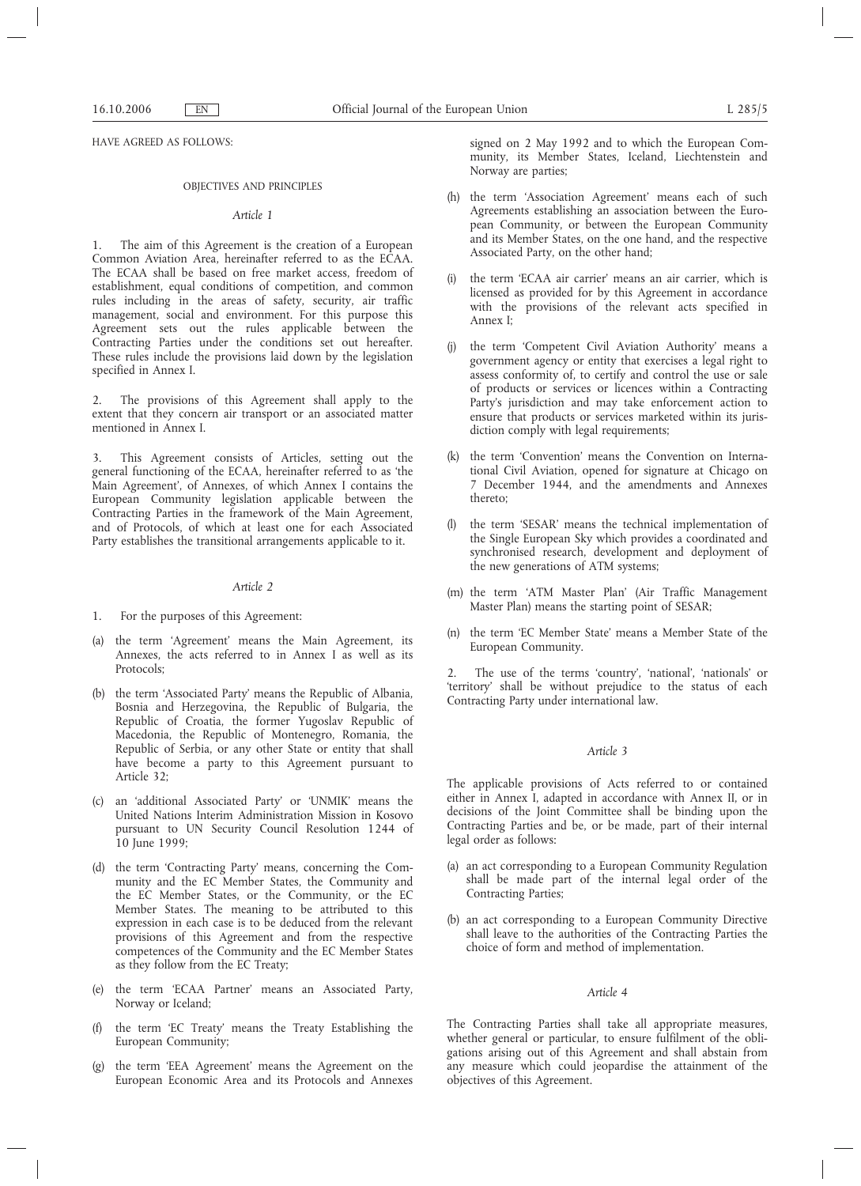HAVE AGREED AS FOLLOWS:

OBJECTIVES AND PRINCIPLES

*Article 1*

1. The aim of this Agreement is the creation of a European Common Aviation Area, hereinafter referred to as the ECAA. The ECAA shall be based on free market access, freedom of establishment, equal conditions of competition, and common rules including in the areas of safety, security, air traffic management, social and environment. For this purpose this Agreement sets out the rules applicable between the Contracting Parties under the conditions set out hereafter. These rules include the provisions laid down by the legislation specified in Annex I.

2. The provisions of this Agreement shall apply to the extent that they concern air transport or an associated matter mentioned in Annex I.

3. This Agreement consists of Articles, setting out the general functioning of the ECAA, hereinafter referred to as 'the Main Agreement', of Annexes, of which Annex I contains the European Community legislation applicable between the Contracting Parties in the framework of the Main Agreement, and of Protocols, of which at least one for each Associated Party establishes the transitional arrangements applicable to it.

*Article 2*

1. For the purposes of this Agreement:

(a) the term 'Agreement' means the Main Agreement, its Annexes, the acts referred to in Annex I as well as its Protocols;

(b) the term 'Associated Party' means the Republic of Albania, Bosnia and Herzegovina, the Republic of Bulgaria, the Republic of Croatia, the former Yugoslav Republic of Macedonia, the Republic of Montenegro, Romania, the Republic of Serbia, or any other State or entity that shall have become a party to this Agreement pursuant to Article 32;

(c) an 'additional Associated Party' or 'UNMIK' means the United Nations Interim Administration Mission in Kosovo pursuant to UN Security Council Resolution 1244 of 10 June 1999;

(d) the term 'Contracting Party' means, concerning the Community and the EC Member States, the Community and the EC Member States, or the Community, or the EC Member States. The meaning to be attributed to this expression in each case is to be deduced from the relevant provisions of this Agreement and from the respective competences of the Community and the EC Member States as they follow from the EC Treaty;

(e) the term 'ECAA Partner' means an Associated Party, Norway or Iceland;

(f) the term 'EC Treaty' means the Treaty Establishing the European Community;

(g) the term 'EEA Agreement' means the Agreement on the European Economic Area and its Protocols and Annexes signed on 2 May 1992 and to which the European Community, its Member States, Iceland, Liechtenstein and Norway are parties;

(h) the term 'Association Agreement' means each of such Agreements establishing an association between the European Community, or between the European Community and its Member States, on the one hand, and the respective Associated Party, on the other hand;

(i) the term 'ECAA air carrier' means an air carrier, which is licensed as provided for by this Agreement in accordance with the provisions of the relevant acts specified in Annex I;

(j) the term 'Competent Civil Aviation Authority' means a government agency or entity that exercises a legal right to assess conformity of, to certify and control the use or sale of products or services or licences within a Contracting Party's jurisdiction and may take enforcement action to ensure that products or services marketed within its jurisdiction comply with legal requirements;

(k) the term 'Convention' means the Convention on International Civil Aviation, opened for signature at Chicago on 7 December 1944, and the amendments and Annexes thereto;

(l) the term 'SESAR' means the technical implementation of the Single European Sky which provides a coordinated and synchronised research, development and deployment of the new generations of ATM systems;

(m) the term 'ATM Master Plan' (Air Traffic Management Master Plan) means the starting point of SESAR;

(n) the term 'EC Member State' means a Member State of the European Community.

2. The use of the terms 'country', 'national', 'nationals' or 'territory' shall be without prejudice to the status of each Contracting Party under international law.

*Article 3*

The applicable provisions of Acts referred to or contained either in Annex I, adapted in accordance with Annex II, or in decisions of the Joint Committee shall be binding upon the Contracting Parties and be, or be made, part of their internal legal order as follows:

(a) an act corresponding to a European Community Regulation shall be made part of the internal legal order of the Contracting Parties;

(b) an act corresponding to a European Community Directive shall leave to the authorities of the Contracting Parties the choice of form and method of implementation.

*Article 4*

The Contracting Parties shall take all appropriate measures, whether general or particular, to ensure fulfilment of the obligations arising out of this Agreement and shall abstain from any measure which could jeopardise the attainment of the objectives of this Agreement.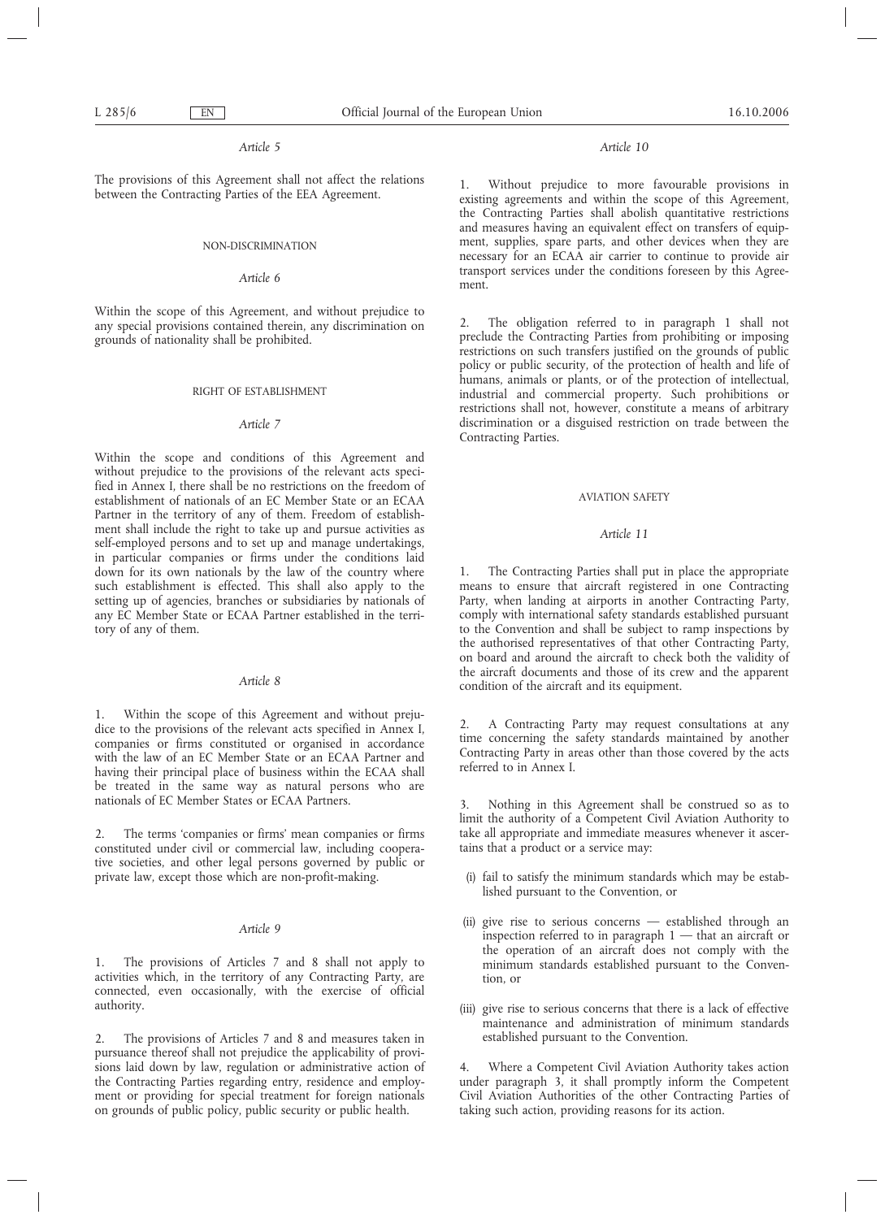*Article 5*

The provisions of this Agreement shall not affect the relations between the Contracting Parties of the EEA Agreement.

NON-DISCRIMINATION

*Article 6*

Within the scope of this Agreement, and without prejudice to any special provisions contained therein, any discrimination on grounds of nationality shall be prohibited.

RIGHT OF ESTABLISHMENT

*Article 7*

Within the scope and conditions of this Agreement and without prejudice to the provisions of the relevant acts specified in Annex I, there shall be no restrictions on the freedom of establishment of nationals of an EC Member State or an ECAA Partner in the territory of any of them. Freedom of establishment shall include the right to take up and pursue activities as self-employed persons and to set up and manage undertakings, in particular companies or firms under the conditions laid down for its own nationals by the law of the country where such establishment is effected. This shall also apply to the setting up of agencies, branches or subsidiaries by nationals of any EC Member State or ECAA Partner established in the territory of any of them.

*Article 8*

1. Within the scope of this Agreement and without prejudice to the provisions of the relevant acts specified in Annex I, companies or firms constituted or organised in accordance with the law of an EC Member State or an ECAA Partner and having their principal place of business within the ECAA shall be treated in the same way as natural persons who are nationals of EC Member States or ECAA Partners.

2. The terms 'companies or firms' mean companies or firms constituted under civil or commercial law, including cooperative societies, and other legal persons governed by public or private law, except those which are non-profit-making.

*Article 9*

1. The provisions of Articles 7 and 8 shall not apply to activities which, in the territory of any Contracting Party, are connected, even occasionally, with the exercise of official authority.

2. The provisions of Articles 7 and 8 and measures taken in pursuance thereof shall not prejudice the applicability of provisions laid down by law, regulation or administrative action of the Contracting Parties regarding entry, residence and employment or providing for special treatment for foreign nationals on grounds of public policy, public security or public health.

*Article 10*

1. Without prejudice to more favourable provisions in existing agreements and within the scope of this Agreement, the Contracting Parties shall abolish quantitative restrictions and measures having an equivalent effect on transfers of equipment, supplies, spare parts, and other devices when they are necessary for an ECAA air carrier to continue to provide air transport services under the conditions foreseen by this Agreement.

2. The obligation referred to in paragraph 1 shall not preclude the Contracting Parties from prohibiting or imposing restrictions on such transfers justified on the grounds of public policy or public security, of the protection of health and life of humans, animals or plants, or of the protection of intellectual, industrial and commercial property. Such prohibitions or restrictions shall not, however, constitute a means of arbitrary discrimination or a disguised restriction on trade between the Contracting Parties.

AVIATION SAFETY

*Article 11*

1. The Contracting Parties shall put in place the appropriate means to ensure that aircraft registered in one Contracting Party, when landing at airports in another Contracting Party, comply with international safety standards established pursuant to the Convention and shall be subject to ramp inspections by the authorised representatives of that other Contracting Party, on board and around the aircraft to check both the validity of the aircraft documents and those of its crew and the apparent condition of the aircraft and its equipment.

2. A Contracting Party may request consultations at any time concerning the safety standards maintained by another Contracting Party in areas other than those covered by the acts referred to in Annex I.

3. Nothing in this Agreement shall be construed so as to limit the authority of a Competent Civil Aviation Authority to take all appropriate and immediate measures whenever it ascertains that a product or a service may:

(i) fail to satisfy the minimum standards which may be established pursuant to the Convention, or

(ii) give rise to serious concerns — established through an inspection referred to in paragraph 1 — that an aircraft or the operation of an aircraft does not comply with the minimum standards established pursuant to the Convention, or

(iii) give rise to serious concerns that there is a lack of effective maintenance and administration of minimum standards established pursuant to the Convention.

4. Where a Competent Civil Aviation Authority takes action under paragraph 3, it shall promptly inform the Competent Civil Aviation Authorities of the other Contracting Parties of taking such action, providing reasons for its action.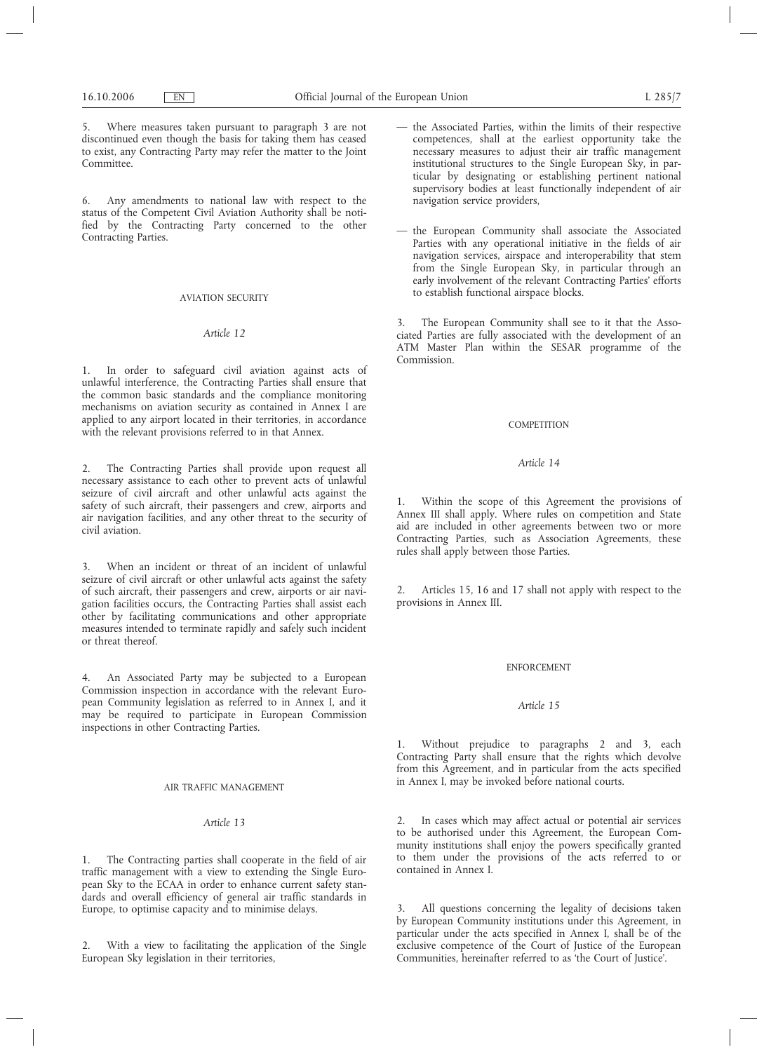5. Where measures taken pursuant to paragraph 3 are not discontinued even though the basis for taking them has ceased to exist, any Contracting Party may refer the matter to the Joint Committee.

6. Any amendments to national law with respect to the status of the Competent Civil Aviation Authority shall be notified by the Contracting Party concerned to the other Contracting Parties.

## AVIATION SECURITY

### *Article 12*

1. In order to safeguard civil aviation against acts of unlawful interference, the Contracting Parties shall ensure that the common basic standards and the compliance monitoring mechanisms on aviation security as contained in Annex I are applied to any airport located in their territories, in accordance with the relevant provisions referred to in that Annex.

2. The Contracting Parties shall provide upon request all necessary assistance to each other to prevent acts of unlawful seizure of civil aircraft and other unlawful acts against the safety of such aircraft, their passengers and crew, airports and air navigation facilities, and any other threat to the security of civil aviation.

3. When an incident or threat of an incident of unlawful seizure of civil aircraft or other unlawful acts against the safety of such aircraft, their passengers and crew, airports or air navigation facilities occurs, the Contracting Parties shall assist each other by facilitating communications and other appropriate measures intended to terminate rapidly and safely such incident or threat thereof.

4. An Associated Party may be subjected to a European Commission inspection in accordance with the relevant European Community legislation as referred to in Annex I, and it may be required to participate in European Commission inspections in other Contracting Parties.

## AIR TRAFFIC MANAGEMENT

### *Article 13*

1. The Contracting parties shall cooperate in the field of air traffic management with a view to extending the Single European Sky to the ECAA in order to enhance current safety standards and overall efficiency of general air traffic standards in Europe, to optimise capacity and to minimise delays.

2. With a view to facilitating the application of the Single European Sky legislation in their territories,

— the Associated Parties, within the limits of their respective competences, shall at the earliest opportunity take the necessary measures to adjust their air traffic management institutional structures to the Single European Sky, in particular by designating or establishing pertinent national supervisory bodies at least functionally independent of air navigation service providers,

— the European Community shall associate the Associated Parties with any operational initiative in the fields of air navigation services, airspace and interoperability that stem from the Single European Sky, in particular through an early involvement of the relevant Contracting Parties' efforts to establish functional airspace blocks.

3. The European Community shall see to it that the Associated Parties are fully associated with the development of an ATM Master Plan within the SESAR programme of the Commission.

## COMPETITION

### *Article 14*

1. Within the scope of this Agreement the provisions of Annex III shall apply. Where rules on competition and State aid are included in other agreements between two or more Contracting Parties, such as Association Agreements, these rules shall apply between those Parties.

2. Articles 15, 16 and 17 shall not apply with respect to the provisions in Annex III.

## ENFORCEMENT

### *Article 15*

1. Without prejudice to paragraphs 2 and 3, each Contracting Party shall ensure that the rights which devolve from this Agreement, and in particular from the acts specified in Annex I, may be invoked before national courts.

2. In cases which may affect actual or potential air services to be authorised under this Agreement, the European Community institutions shall enjoy the powers specifically granted to them under the provisions of the acts referred to or contained in Annex I.

3. All questions concerning the legality of decisions taken by European Community institutions under this Agreement, in particular under the acts specified in Annex I, shall be of the exclusive competence of the Court of Justice of the European Communities, hereinafter referred to as 'the Court of Justice'.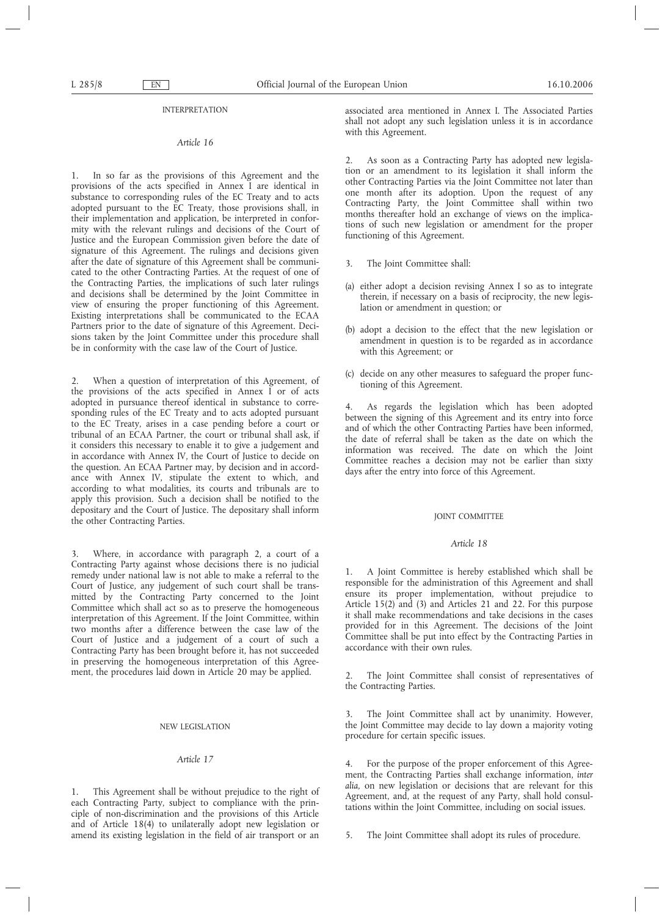INTERPRETATION

*Article 16*

1. In so far as the provisions of this Agreement and the provisions of the acts specified in Annex I are identical in substance to corresponding rules of the EC Treaty and to acts adopted pursuant to the EC Treaty, those provisions shall, in their implementation and application, be interpreted in conformity with the relevant rulings and decisions of the Court of Justice and the European Commission given before the date of signature of this Agreement. The rulings and decisions given after the date of signature of this Agreement shall be communicated to the other Contracting Parties. At the request of one of the Contracting Parties, the implications of such later rulings and decisions shall be determined by the Joint Committee in view of ensuring the proper functioning of this Agreement. Existing interpretations shall be communicated to the ECAA Partners prior to the date of signature of this Agreement. Decisions taken by the Joint Committee under this procedure shall be in conformity with the case law of the Court of Justice.

2. When a question of interpretation of this Agreement, of the provisions of the acts specified in Annex I or of acts adopted in pursuance thereof identical in substance to corresponding rules of the EC Treaty and to acts adopted pursuant to the EC Treaty, arises in a case pending before a court or tribunal of an ECAA Partner, the court or tribunal shall ask, if it considers this necessary to enable it to give a judgement and in accordance with Annex IV, the Court of Justice to decide on the question. An ECAA Partner may, by decision and in accordance with Annex IV, stipulate the extent to which, and according to what modalities, its courts and tribunals are to apply this provision. Such a decision shall be notified to the depositary and the Court of Justice. The depositary shall inform the other Contracting Parties.

3. Where, in accordance with paragraph 2, a court of a Contracting Party against whose decisions there is no judicial remedy under national law is not able to make a referral to the Court of Justice, any judgement of such court shall be transmitted by the Contracting Party concerned to the Joint Committee which shall act so as to preserve the homogeneous interpretation of this Agreement. If the Joint Committee, within two months after a difference between the case law of the Court of Justice and a judgement of a court of such a Contracting Party has been brought before it, has not succeeded in preserving the homogeneous interpretation of this Agreement, the procedures laid down in Article 20 may be applied.

NEW LEGISLATION

*Article 17*

1. This Agreement shall be without prejudice to the right of each Contracting Party, subject to compliance with the principle of non-discrimination and the provisions of this Article and of Article 18(4) to unilaterally adopt new legislation or amend its existing legislation in the field of air transport or an associated area mentioned in Annex I. The Associated Parties shall not adopt any such legislation unless it is in accordance with this Agreement.

2. As soon as a Contracting Party has adopted new legislation or an amendment to its legislation it shall inform the other Contracting Parties via the Joint Committee not later than one month after its adoption. Upon the request of any Contracting Party, the Joint Committee shall within two months thereafter hold an exchange of views on the implications of such new legislation or amendment for the proper functioning of this Agreement.

3. The Joint Committee shall:

(a) either adopt a decision revising Annex I so as to integrate therein, if necessary on a basis of reciprocity, the new legislation or amendment in question; or

(b) adopt a decision to the effect that the new legislation or amendment in question is to be regarded as in accordance with this Agreement; or

(c) decide on any other measures to safeguard the proper functioning of this Agreement.

4. As regards the legislation which has been adopted between the signing of this Agreement and its entry into force and of which the other Contracting Parties have been informed, the date of referral shall be taken as the date on which the information was received. The date on which the Joint Committee reaches a decision may not be earlier than sixty days after the entry into force of this Agreement.

JOINT COMMITTEE

*Article 18*

1. A Joint Committee is hereby established which shall be responsible for the administration of this Agreement and shall ensure its proper implementation, without prejudice to Article 15(2) and (3) and Articles 21 and 22. For this purpose it shall make recommendations and take decisions in the cases provided for in this Agreement. The decisions of the Joint Committee shall be put into effect by the Contracting Parties in accordance with their own rules.

2. The Joint Committee shall consist of representatives of the Contracting Parties.

3. The Joint Committee shall act by unanimity. However, the Joint Committee may decide to lay down a majority voting procedure for certain specific issues.

4. For the purpose of the proper enforcement of this Agreement, the Contracting Parties shall exchange information, *inter alia*, on new legislation or decisions that are relevant for this Agreement, and, at the request of any Party, shall hold consultations within the Joint Committee, including on social issues.

5. The Joint Committee shall adopt its rules of procedure.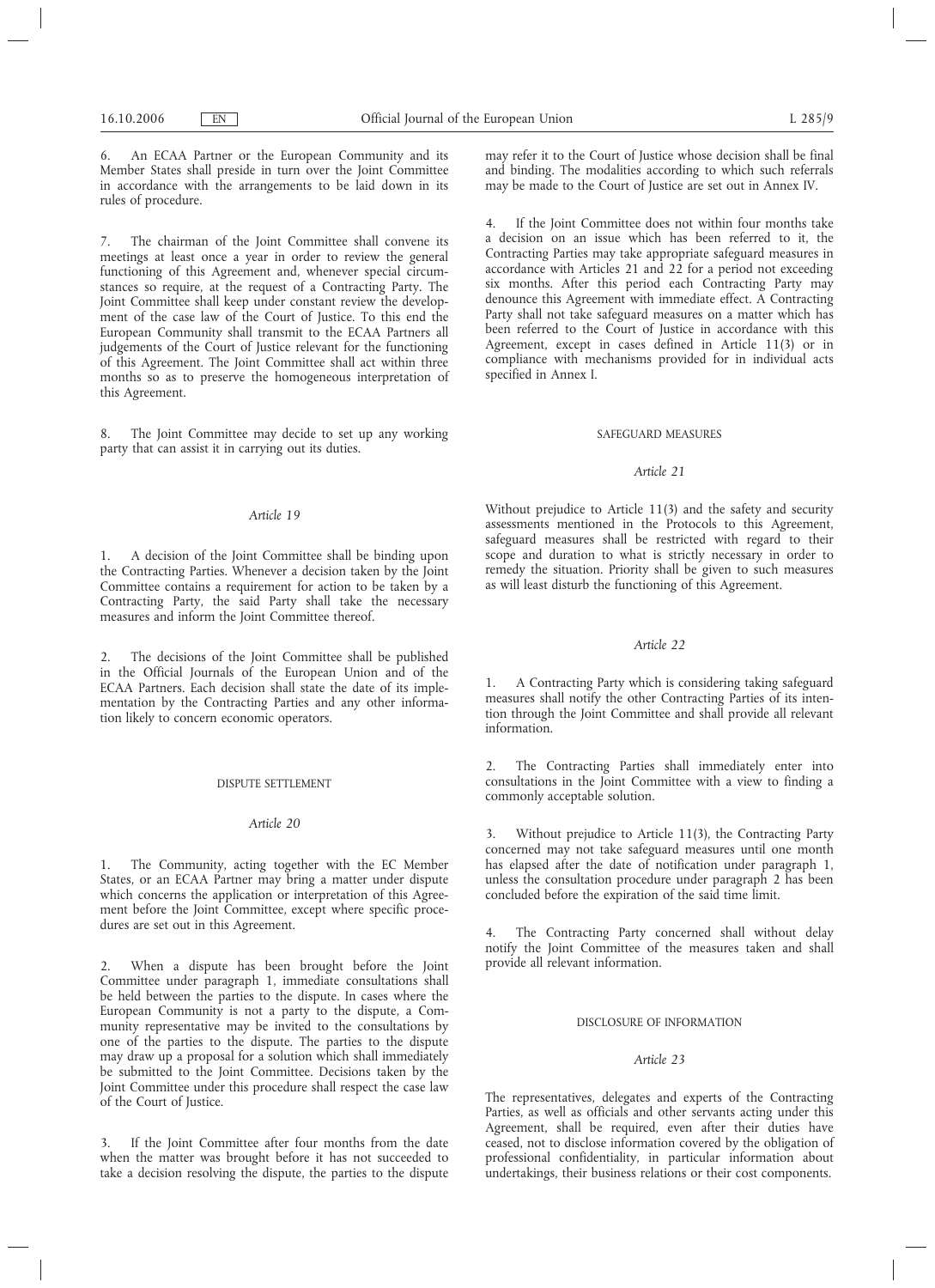6. An ECAA Partner or the European Community and its Member States shall preside in turn over the Joint Committee in accordance with the arrangements to be laid down in its rules of procedure.

7. The chairman of the Joint Committee shall convene its meetings at least once a year in order to review the general functioning of this Agreement and, whenever special circumstances so require, at the request of a Contracting Party. The Joint Committee shall keep under constant review the development of the case law of the Court of Justice. To this end the European Community shall transmit to the ECAA Partners all judgements of the Court of Justice relevant for the functioning of this Agreement. The Joint Committee shall act within three months so as to preserve the homogeneous interpretation of this Agreement.

8. The Joint Committee may decide to set up any working party that can assist it in carrying out its duties.

*Article 19*

1. A decision of the Joint Committee shall be binding upon the Contracting Parties. Whenever a decision taken by the Joint Committee contains a requirement for action to be taken by a Contracting Party, the said Party shall take the necessary measures and inform the Joint Committee thereof.

2. The decisions of the Joint Committee shall be published in the Official Journals of the European Union and of the ECAA Partners. Each decision shall state the date of its implementation by the Contracting Parties and any other information likely to concern economic operators.

DISPUTE SETTLEMENT

*Article 20*

1. The Community, acting together with the EC Member States, or an ECAA Partner may bring a matter under dispute which concerns the application or interpretation of this Agreement before the Joint Committee, except where specific procedures are set out in this Agreement.

2. When a dispute has been brought before the Joint Committee under paragraph 1, immediate consultations shall be held between the parties to the dispute. In cases where the European Community is not a party to the dispute, a Community representative may be invited to the consultations by one of the parties to the dispute. The parties to the dispute may draw up a proposal for a solution which shall immediately be submitted to the Joint Committee. Decisions taken by the Joint Committee under this procedure shall respect the case law of the Court of Justice.

3. If the Joint Committee after four months from the date when the matter was brought before it has not succeeded to take a decision resolving the dispute, the parties to the dispute may refer it to the Court of Justice whose decision shall be final and binding. The modalities according to which such referrals may be made to the Court of Justice are set out in Annex IV.

4. If the Joint Committee does not within four months take a decision on an issue which has been referred to it, the Contracting Parties may take appropriate safeguard measures in accordance with Articles 21 and 22 for a period not exceeding six months. After this period each Contracting Party may denounce this Agreement with immediate effect. A Contracting Party shall not take safeguard measures on a matter which has been referred to the Court of Justice in accordance with this Agreement, except in cases defined in Article 11(3) or in compliance with mechanisms provided for in individual acts specified in Annex I.

SAFEGUARD MEASURES

*Article 21*

Without prejudice to Article 11(3) and the safety and security assessments mentioned in the Protocols to this Agreement, safeguard measures shall be restricted with regard to their scope and duration to what is strictly necessary in order to remedy the situation. Priority shall be given to such measures as will least disturb the functioning of this Agreement.

*Article 22*

1. A Contracting Party which is considering taking safeguard measures shall notify the other Contracting Parties of its intention through the Joint Committee and shall provide all relevant information.

2. The Contracting Parties shall immediately enter into consultations in the Joint Committee with a view to finding a commonly acceptable solution.

3. Without prejudice to Article 11(3), the Contracting Party concerned may not take safeguard measures until one month has elapsed after the date of notification under paragraph 1, unless the consultation procedure under paragraph 2 has been concluded before the expiration of the said time limit.

4. The Contracting Party concerned shall without delay notify the Joint Committee of the measures taken and shall provide all relevant information.

DISCLOSURE OF INFORMATION

*Article 23*

The representatives, delegates and experts of the Contracting Parties, as well as officials and other servants acting under this Agreement, shall be required, even after their duties have ceased, not to disclose information covered by the obligation of professional confidentiality, in particular information about undertakings, their business relations or their cost components.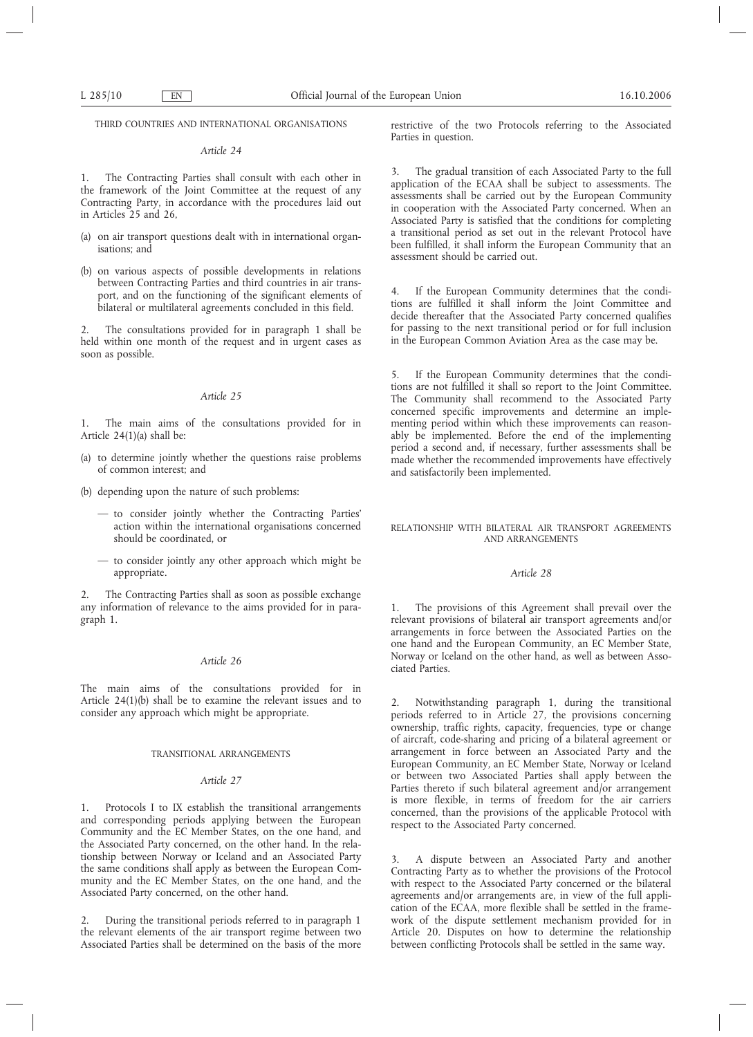THIRD COUNTRIES AND INTERNATIONAL ORGANISATIONS

*Article 24*

1. The Contracting Parties shall consult with each other in the framework of the Joint Committee at the request of any Contracting Party, in accordance with the procedures laid out in Articles 25 and 26,

(a) on air transport questions dealt with in international organisations; and

(b) on various aspects of possible developments in relations between Contracting Parties and third countries in air transport, and on the functioning of the significant elements of bilateral or multilateral agreements concluded in this field.

2. The consultations provided for in paragraph 1 shall be held within one month of the request and in urgent cases as soon as possible.

*Article 25*

1. The main aims of the consultations provided for in Article 24(1)(a) shall be:

(a) to determine jointly whether the questions raise problems of common interest; and

(b) depending upon the nature of such problems:

— to consider jointly whether the Contracting Parties' action within the international organisations concerned should be coordinated, or

— to consider jointly any other approach which might be appropriate.

2. The Contracting Parties shall as soon as possible exchange any information of relevance to the aims provided for in paragraph 1.

*Article 26*

The main aims of the consultations provided for in Article 24(1)(b) shall be to examine the relevant issues and to consider any approach which might be appropriate.

TRANSITIONAL ARRANGEMENTS

*Article 27*

1. Protocols I to IX establish the transitional arrangements and corresponding periods applying between the European Community and the EC Member States, on the one hand, and the Associated Party concerned, on the other hand. In the relationship between Norway or Iceland and an Associated Party the same conditions shall apply as between the European Community and the EC Member States, on the one hand, and the Associated Party concerned, on the other hand.

2. During the transitional periods referred to in paragraph 1 the relevant elements of the air transport regime between two Associated Parties shall be determined on the basis of the more restrictive of the two Protocols referring to the Associated Parties in question.

3. The gradual transition of each Associated Party to the full application of the ECAA shall be subject to assessments. The assessments shall be carried out by the European Community in cooperation with the Associated Party concerned. When an Associated Party is satisfied that the conditions for completing a transitional period as set out in the relevant Protocol have been fulfilled, it shall inform the European Community that an assessment should be carried out.

4. If the European Community determines that the conditions are fulfilled it shall inform the Joint Committee and decide thereafter that the Associated Party concerned qualifies for passing to the next transitional period or for full inclusion in the European Common Aviation Area as the case may be.

5. If the European Community determines that the conditions are not fulfilled it shall so report to the Joint Committee. The Community shall recommend to the Associated Party concerned specific improvements and determine an implementing period within which these improvements can reasonably be implemented. Before the end of the implementing period a second and, if necessary, further assessments shall be made whether the recommended improvements have effectively and satisfactorily been implemented.

RELATIONSHIP WITH BILATERAL AIR TRANSPORT AGREEMENTS AND ARRANGEMENTS

*Article 28*

1. The provisions of this Agreement shall prevail over the relevant provisions of bilateral air transport agreements and/or arrangements in force between the Associated Parties on the one hand and the European Community, an EC Member State, Norway or Iceland on the other hand, as well as between Associated Parties.

2. Notwithstanding paragraph 1, during the transitional periods referred to in Article 27, the provisions concerning ownership, traffic rights, capacity, frequencies, type or change of aircraft, code-sharing and pricing of a bilateral agreement or arrangement in force between an Associated Party and the European Community, an EC Member State, Norway or Iceland or between two Associated Parties shall apply between the Parties thereto if such bilateral agreement and/or arrangement is more flexible, in terms of freedom for the air carriers concerned, than the provisions of the applicable Protocol with respect to the Associated Party concerned.

3. A dispute between an Associated Party and another Contracting Party as to whether the provisions of the Protocol with respect to the Associated Party concerned or the bilateral agreements and/or arrangements are, in view of the full application of the ECAA, more flexible shall be settled in the framework of the dispute settlement mechanism provided for in Article 20. Disputes on how to determine the relationship between conflicting Protocols shall be settled in the same way.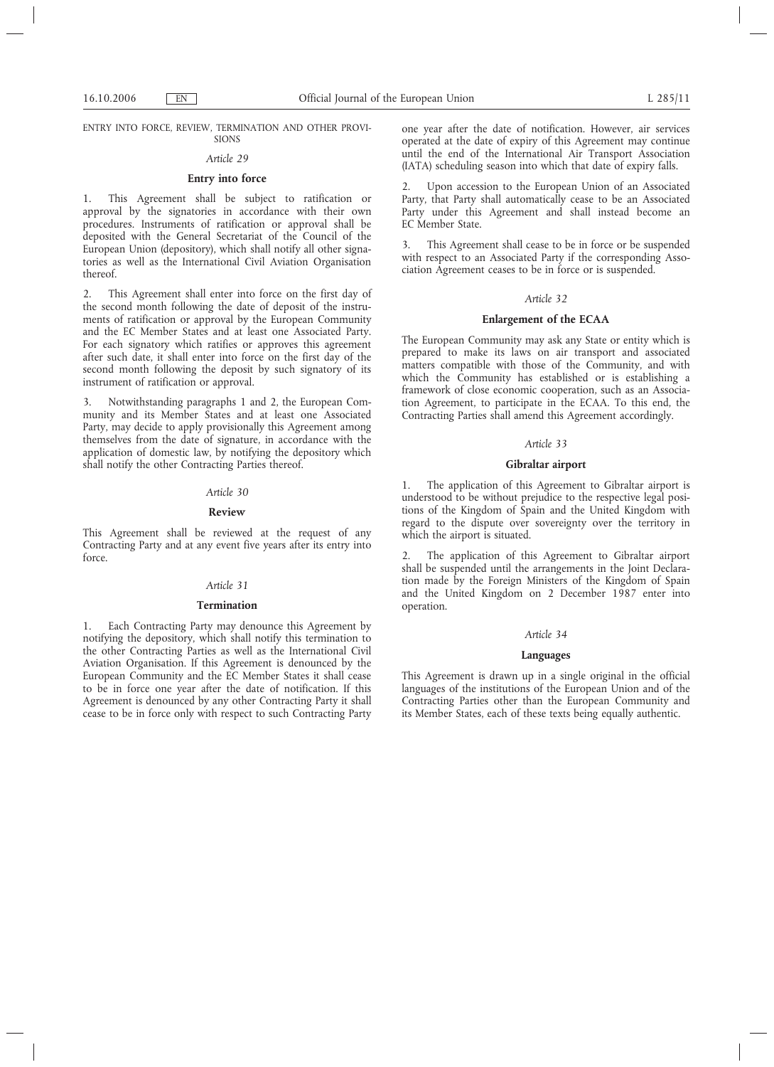ENTRY INTO FORCE, REVIEW, TERMINATION AND OTHER PROVISIONS

*Article 29*

**Entry into force**

1. This Agreement shall be subject to ratification or approval by the signatories in accordance with their own procedures. Instruments of ratification or approval shall be deposited with the General Secretariat of the Council of the European Union (depository), which shall notify all other signatories as well as the International Civil Aviation Organisation thereof.

2. This Agreement shall enter into force on the first day of the second month following the date of deposit of the instruments of ratification or approval by the European Community and the EC Member States and at least one Associated Party. For each signatory which ratifies or approves this agreement after such date, it shall enter into force on the first day of the second month following the deposit by such signatory of its instrument of ratification or approval.

3. Notwithstanding paragraphs 1 and 2, the European Community and its Member States and at least one Associated Party, may decide to apply provisionally this Agreement among themselves from the date of signature, in accordance with the application of domestic law, by notifying the depository which shall notify the other Contracting Parties thereof.

*Article 30*

**Review**

This Agreement shall be reviewed at the request of any Contracting Party and at any event five years after its entry into force.

*Article 31*

**Termination**

1. Each Contracting Party may denounce this Agreement by notifying the depository, which shall notify this termination to the other Contracting Parties as well as the International Civil Aviation Organisation. If this Agreement is denounced by the European Community and the EC Member States it shall cease to be in force one year after the date of notification. If this Agreement is denounced by any other Contracting Party it shall cease to be in force only with respect to such Contracting Party one year after the date of notification. However, air services operated at the date of expiry of this Agreement may continue until the end of the International Air Transport Association (IATA) scheduling season into which that date of expiry falls.

2. Upon accession to the European Union of an Associated Party, that Party shall automatically cease to be an Associated Party under this Agreement and shall instead become an EC Member State.

3. This Agreement shall cease to be in force or be suspended with respect to an Associated Party if the corresponding Association Agreement ceases to be in force or is suspended.

*Article 32*

**Enlargement of the ECAA**

The European Community may ask any State or entity which is prepared to make its laws on air transport and associated matters compatible with those of the Community, and with which the Community has established or is establishing a framework of close economic cooperation, such as an Association Agreement, to participate in the ECAA. To this end, the Contracting Parties shall amend this Agreement accordingly.

*Article 33*

**Gibraltar airport**

1. The application of this Agreement to Gibraltar airport is understood to be without prejudice to the respective legal positions of the Kingdom of Spain and the United Kingdom with regard to the dispute over sovereignty over the territory in which the airport is situated.

2. The application of this Agreement to Gibraltar airport shall be suspended until the arrangements in the Joint Declaration made by the Foreign Ministers of the Kingdom of Spain and the United Kingdom on 2 December 1987 enter into operation.

*Article 34*

**Languages**

This Agreement is drawn up in a single original in the official languages of the institutions of the European Union and of the Contracting Parties other than the European Community and its Member States, each of these texts being equally authentic.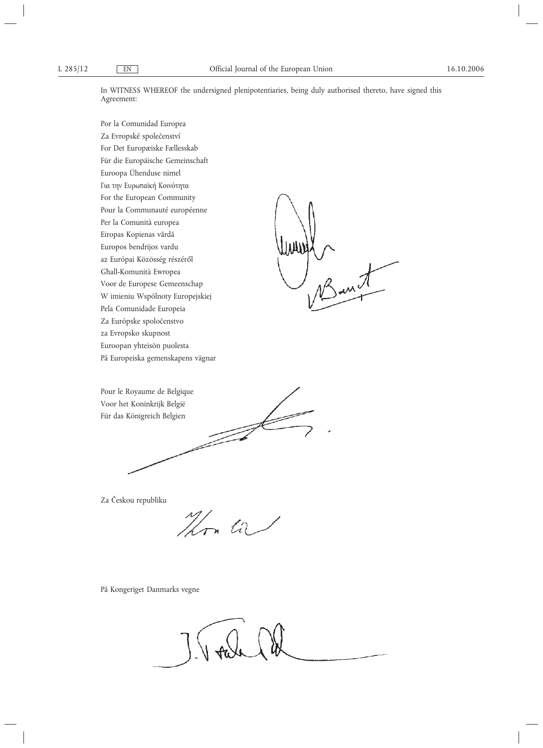In WITNESS WHEREOF the undersigned plenipotentiaries, being duly authorised thereto, have signed this Agreement:

Por la Comunidad Europea
Za Evropské společenství
For Det Europæiske Fællesskab
Für die Europäische Gemeinschaft
Euroopa Ühenduse nimel
Για την Ευρωπαϊκή Κοινότητα
For the European Community
Pour la Communauté européenne
Per la Comunità europea
Eiropas Kopienas vārdā
Europos bendrijos vardu
az Európai Közösség részéről
Għall-Komunità Ewropea
Voor de Europese Gemeenschap
W imieniu Wspólnoty Europejskiej
Pela Comunidade Europeia
Za Európske spoločenstvo
za Evropsko skupnost
Euroopan yhteisön puolesta
På Europeiska gemenskapens vägnar

Pour le Royaume de Belgique
Voor het Koninkrijk België
Für das Königreich Belgien

Za Českou republiku

På Kongeriget Danmarks vegne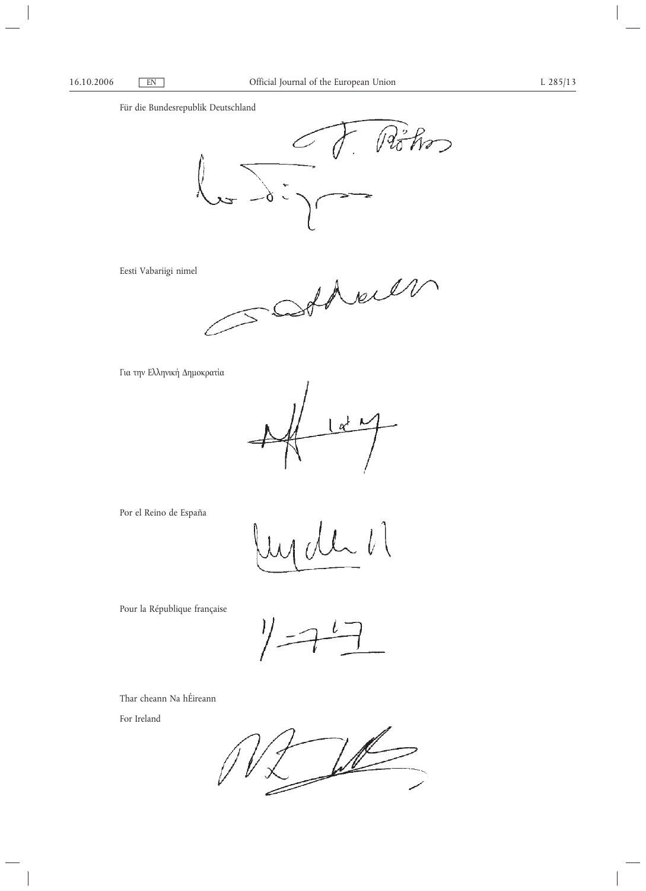Für die Bundesrepublik Deutschland

Eesti Vabariigi nimel

Για την Ελληνική Δημοκρατία

Por el Reino de España

Pour la République française

Thar cheann Na hÉireann

For Ireland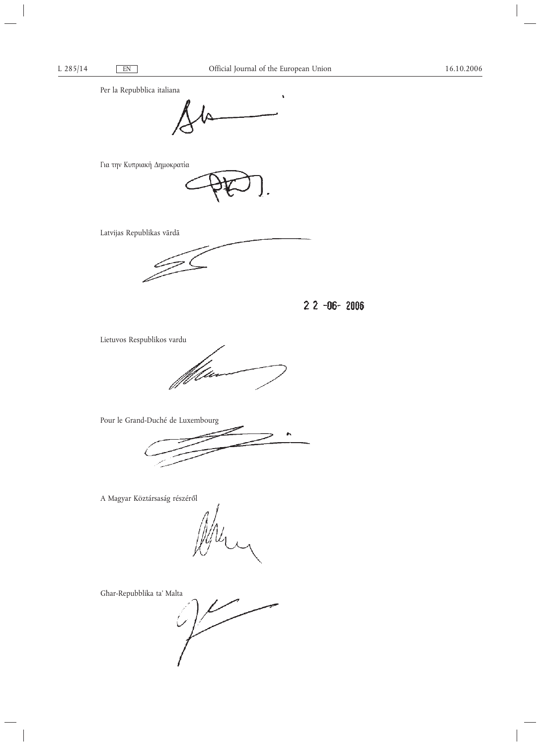Per la Repubblica italiana

Για την Κυπριακή Δημοκρατία

Latvijas Republikas vārdā

22-06-2006

Lietuvos Respublikos vardu

Pour le Grand-Duché de Luxembourg

A Magyar Köztársaság részéről

Ghar-Repubblika ta' Malta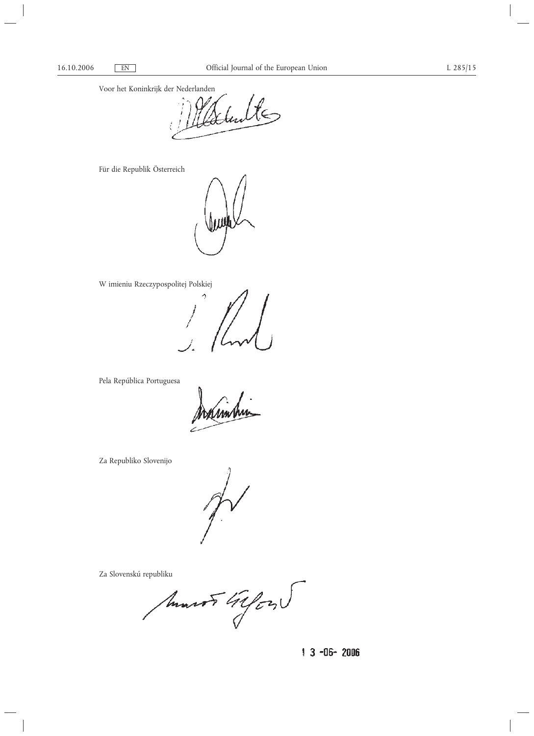Voor het Koninkrijk der Nederlanden

Für die Republik Österreich

W imieniu Rzeczypospolitej Polskiej

Pela República Portuguesa

Za Republiko Slovenijo

Za Slovenskú republiku

1 3 -06- 2006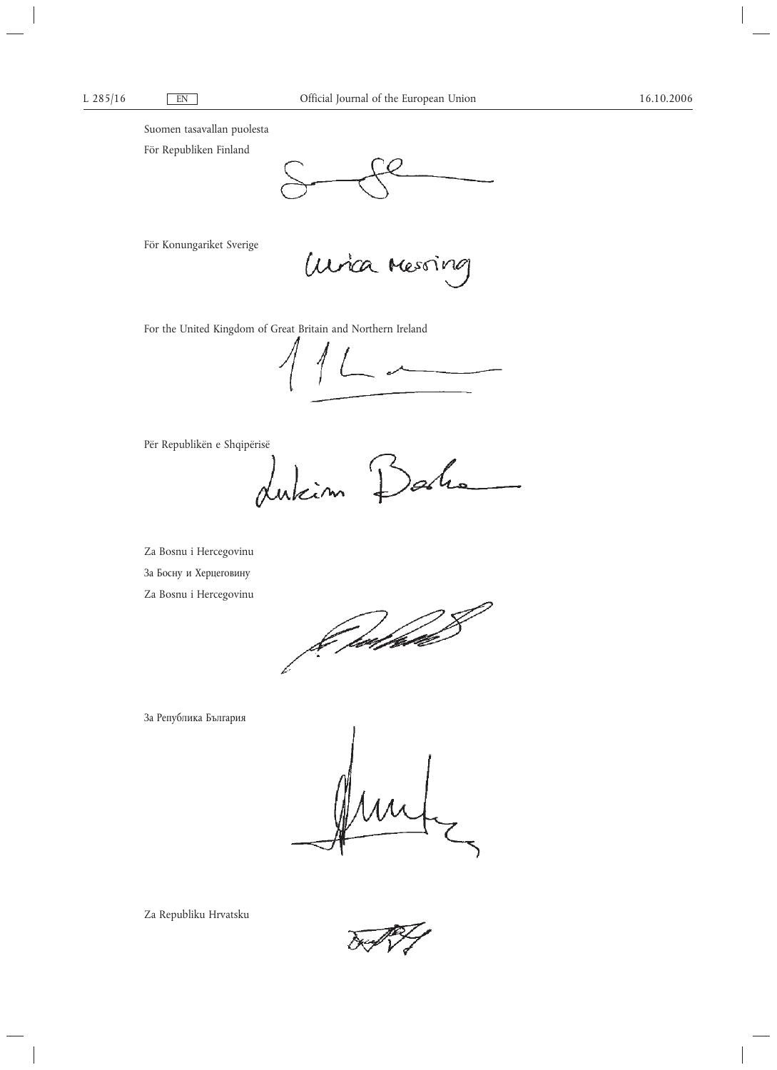Suomen tasavallan puolesta

För Republiken Finland

För Konungariket Sverige

For the United Kingdom of Great Britain and Northern Ireland

Për Republikën e Shqipërisë

Za Bosnu i Hercegovinu

За Босну и Херцеговину

Za Bosnu i Hercegovinu

За Република България

Za Republiku Hrvatsku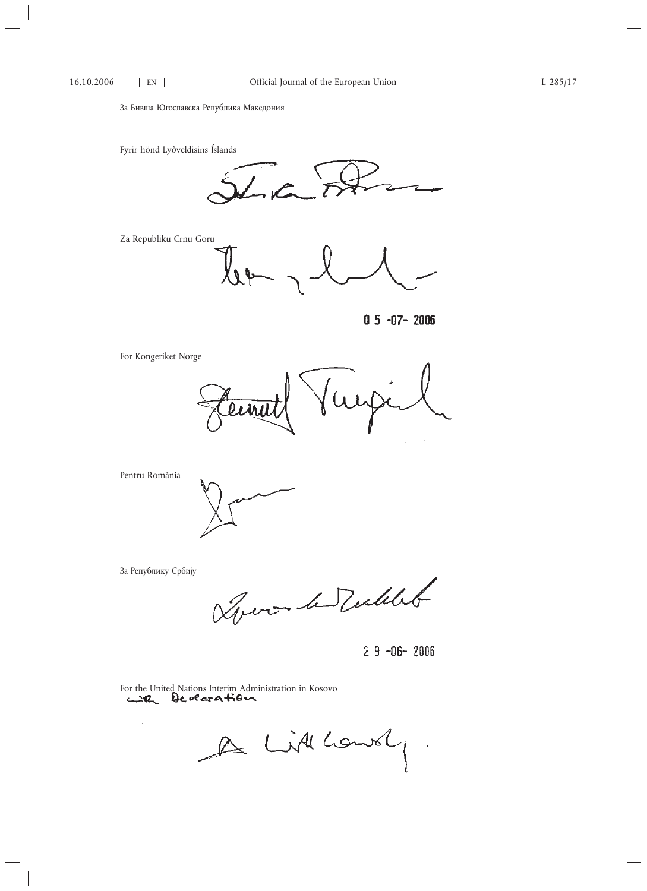За Бивша Югославска Република Македония

Fyrir hönd Lýðveldisins Íslands

Za Republiku Crnu Goru

05-07-2006

For Kongeriket Norge

Pentru România

За Републику Србију

29-06-2006

For the United Nations Interim Administration in Kosovo
with Declaration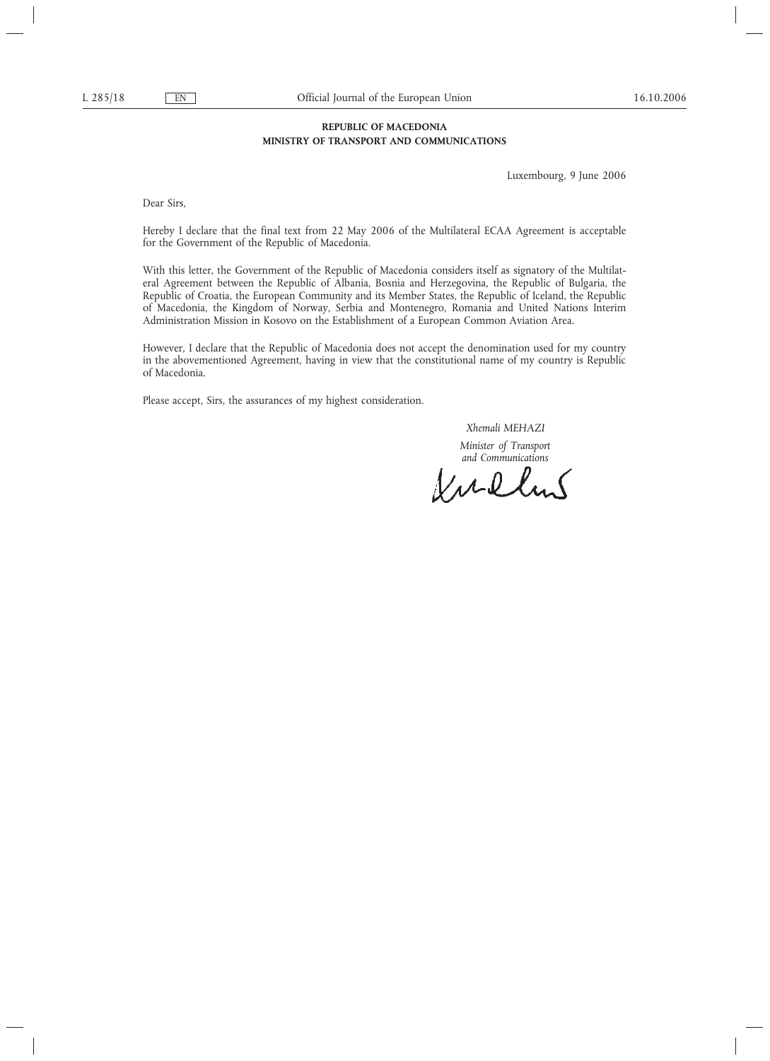**REPUBLIC OF MACEDONIA**
**MINISTRY OF TRANSPORT AND COMMUNICATIONS**

Luxembourg, 9 June 2006

Dear Sirs,

Hereby I declare that the final text from 22 May 2006 of the Multilateral ECAA Agreement is acceptable for the Government of the Republic of Macedonia.

With this letter, the Government of the Republic of Macedonia considers itself as signatory of the Multilateral Agreement between the Republic of Albania, Bosnia and Herzegovina, the Republic of Bulgaria, the Republic of Croatia, the European Community and its Member States, the Republic of Iceland, the Republic of Macedonia, the Kingdom of Norway, Serbia and Montenegro, Romania and United Nations Interim Administration Mission in Kosovo on the Establishment of a European Common Aviation Area.

However, I declare that the Republic of Macedonia does not accept the denomination used for my country in the abovementioned Agreement, having in view that the constitutional name of my country is Republic of Macedonia.

Please accept, Sirs, the assurances of my highest consideration.

*Xhemali MEHAZI*

*Minister of Transport and Communications*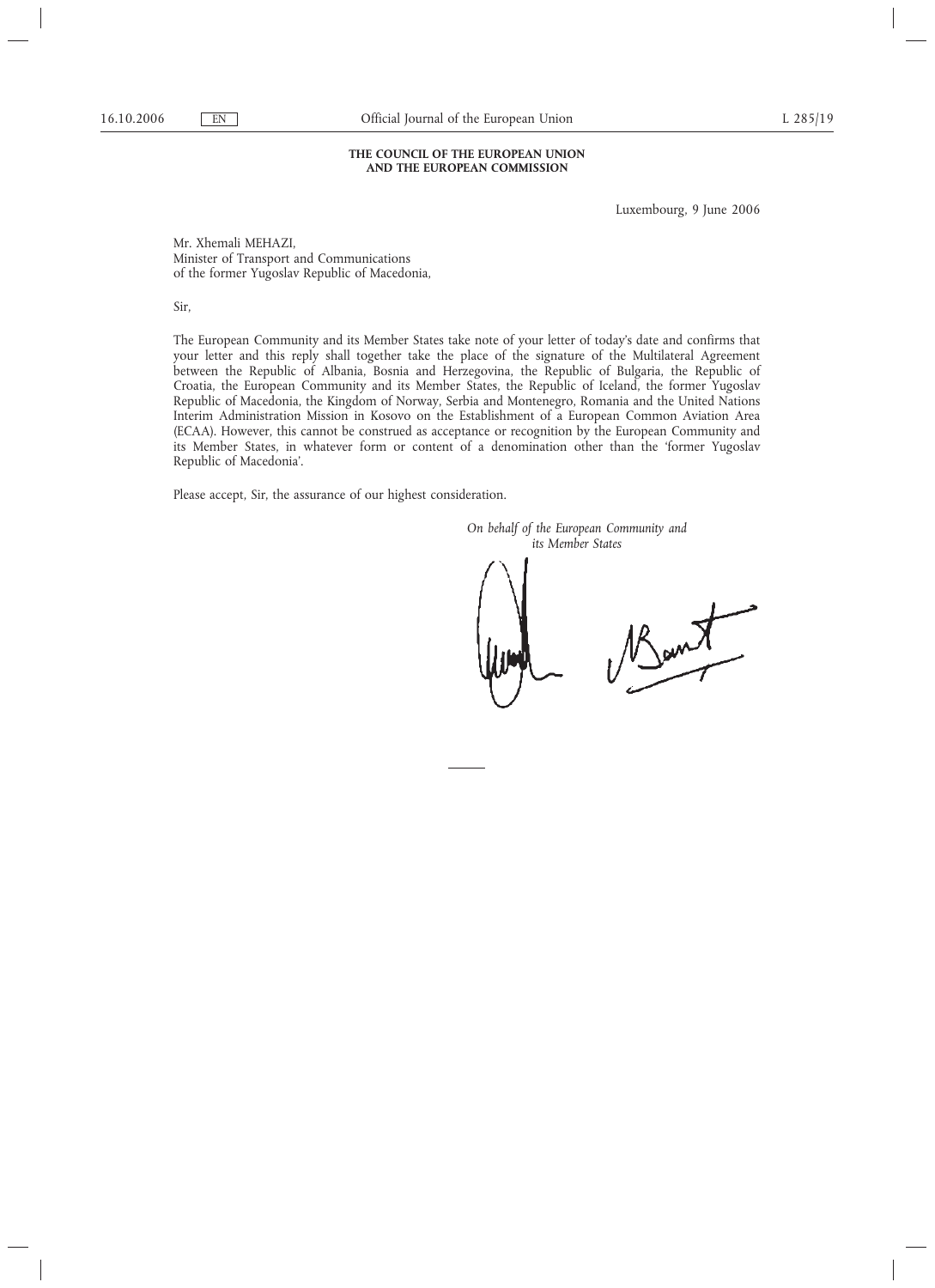**THE COUNCIL OF THE EUROPEAN UNION**
**AND THE EUROPEAN COMMISSION**

Luxembourg, 9 June 2006

Mr. Xhemali MEHAZI,
Minister of Transport and Communications
of the former Yugoslav Republic of Macedonia,

Sir,

The European Community and its Member States take note of your letter of today's date and confirms that your letter and this reply shall together take the place of the signature of the Multilateral Agreement between the Republic of Albania, Bosnia and Herzegovina, the Republic of Bulgaria, the Republic of Croatia, the European Community and its Member States, the Republic of Iceland, the former Yugoslav Republic of Macedonia, the Kingdom of Norway, Serbia and Montenegro, Romania and the United Nations Interim Administration Mission in Kosovo on the Establishment of a European Common Aviation Area (ECAA). However, this cannot be construed as acceptance or recognition by the European Community and its Member States, in whatever form or content of a denomination other than the 'former Yugoslav Republic of Macedonia'.

Please accept, Sir, the assurance of our highest consideration.

*On behalf of the European Community and its Member States*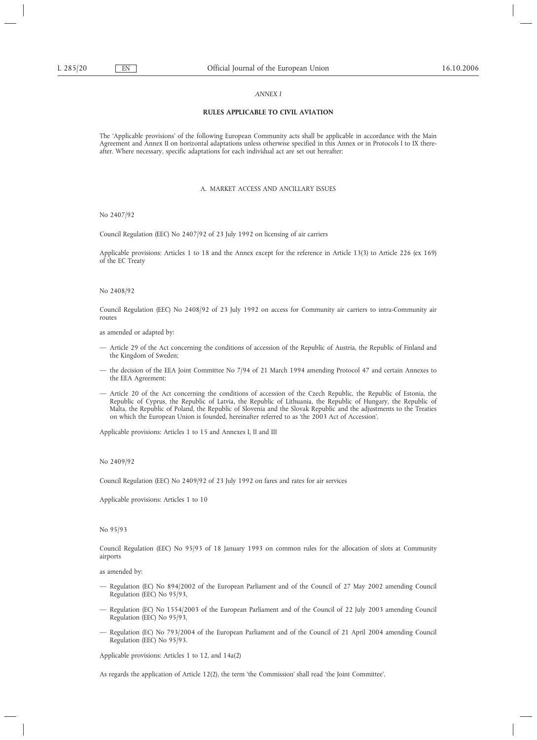*ANNEX I*

## RULES APPLICABLE TO CIVIL AVIATION

The 'Applicable provisions' of the following European Community acts shall be applicable in accordance with the Main Agreement and Annex II on horizontal adaptations unless otherwise specified in this Annex or in Protocols I to IX thereafter. Where necessary, specific adaptations for each individual act are set out hereafter:

### A. MARKET ACCESS AND ANCILLARY ISSUES

No 2407/92

Council Regulation (EEC) No 2407/92 of 23 July 1992 on licensing of air carriers

Applicable provisions: Articles 1 to 18 and the Annex except for the reference in Article 13(3) to Article 226 (ex 169) of the EC Treaty

No 2408/92

Council Regulation (EEC) No 2408/92 of 23 July 1992 on access for Community air carriers to intra-Community air routes

as amended or adapted by:

- Article 29 of the Act concerning the conditions of accession of the Republic of Austria, the Republic of Finland and the Kingdom of Sweden;
- the decision of the EEA Joint Committee No 7/94 of 21 March 1994 amending Protocol 47 and certain Annexes to the EEA Agreement;
- Article 20 of the Act concerning the conditions of accession of the Czech Republic, the Republic of Estonia, the Republic of Cyprus, the Republic of Latvia, the Republic of Lithuania, the Republic of Hungary, the Republic of Malta, the Republic of Poland, the Republic of Slovenia and the Slovak Republic and the adjustments to the Treaties on which the European Union is founded, hereinafter referred to as 'the 2003 Act of Accession'.

Applicable provisions: Articles 1 to 15 and Annexes I, II and III

No 2409/92

Council Regulation (EEC) No 2409/92 of 23 July 1992 on fares and rates for air services

Applicable provisions: Articles 1 to 10

No 95/93

Council Regulation (EEC) No 95/93 of 18 January 1993 on common rules for the allocation of slots at Community airports

as amended by:

- Regulation (EC) No 894/2002 of the European Parliament and of the Council of 27 May 2002 amending Council Regulation (EEC) No 95/93,
- Regulation (EC) No 1554/2003 of the European Parliament and of the Council of 22 July 2003 amending Council Regulation (EEC) No 95/93,
- Regulation (EC) No 793/2004 of the European Parliament and of the Council of 21 April 2004 amending Council Regulation (EEC) No 95/93.

Applicable provisions: Articles 1 to 12, and 14a(2)

As regards the application of Article 12(2), the term 'the Commission' shall read 'the Joint Committee'.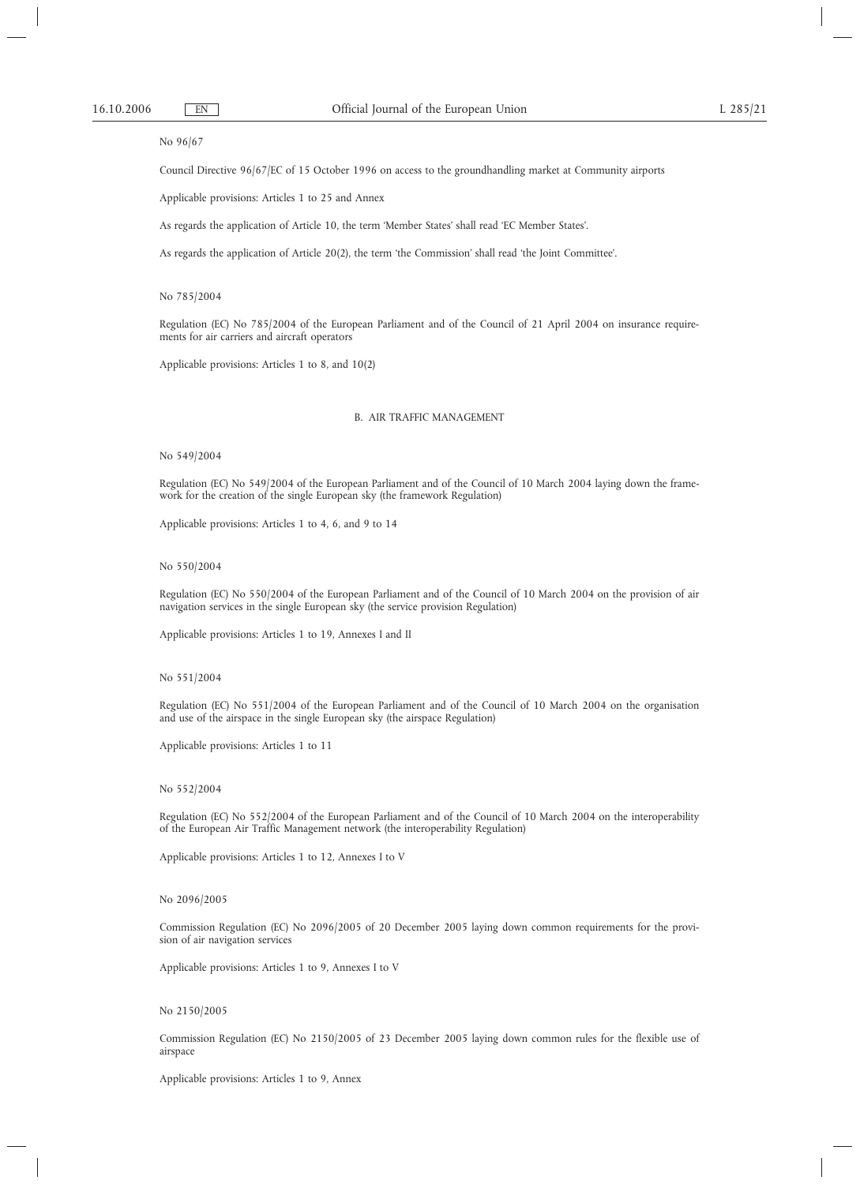No 96/67

Council Directive 96/67/EC of 15 October 1996 on access to the groundhandling market at Community airports

Applicable provisions: Articles 1 to 25 and Annex

As regards the application of Article 10, the term 'Member States' shall read 'EC Member States'.

As regards the application of Article 20(2), the term 'the Commission' shall read 'the Joint Committee'.

No 785/2004

Regulation (EC) No 785/2004 of the European Parliament and of the Council of 21 April 2004 on insurance requirements for air carriers and aircraft operators

Applicable provisions: Articles 1 to 8, and 10(2)

## B. AIR TRAFFIC MANAGEMENT

No 549/2004

Regulation (EC) No 549/2004 of the European Parliament and of the Council of 10 March 2004 laying down the framework for the creation of the single European sky (the framework Regulation)

Applicable provisions: Articles 1 to 4, 6, and 9 to 14

No 550/2004

Regulation (EC) No 550/2004 of the European Parliament and of the Council of 10 March 2004 on the provision of air navigation services in the single European sky (the service provision Regulation)

Applicable provisions: Articles 1 to 19, Annexes I and II

No 551/2004

Regulation (EC) No 551/2004 of the European Parliament and of the Council of 10 March 2004 on the organisation and use of the airspace in the single European sky (the airspace Regulation)

Applicable provisions: Articles 1 to 11

No 552/2004

Regulation (EC) No 552/2004 of the European Parliament and of the Council of 10 March 2004 on the interoperability of the European Air Traffic Management network (the interoperability Regulation)

Applicable provisions: Articles 1 to 12, Annexes I to V

No 2096/2005

Commission Regulation (EC) No 2096/2005 of 20 December 2005 laying down common requirements for the provision of air navigation services

Applicable provisions: Articles 1 to 9, Annexes I to V

No 2150/2005

Commission Regulation (EC) No 2150/2005 of 23 December 2005 laying down common rules for the flexible use of airspace

Applicable provisions: Articles 1 to 9, Annex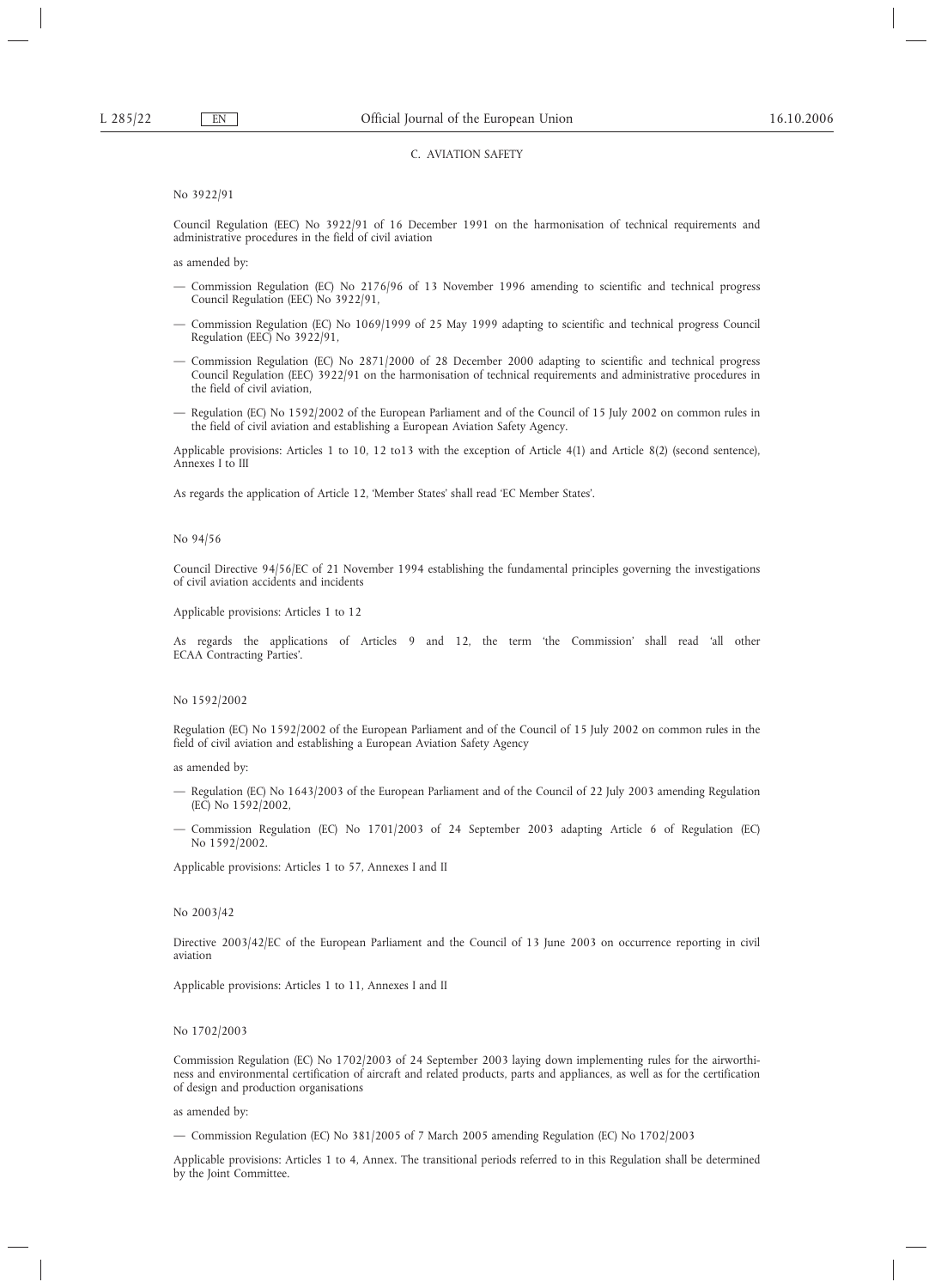## C. AVIATION SAFETY

No 3922/91

Council Regulation (EEC) No 3922/91 of 16 December 1991 on the harmonisation of technical requirements and administrative procedures in the field of civil aviation

as amended by:

- Commission Regulation (EC) No 2176/96 of 13 November 1996 amending to scientific and technical progress Council Regulation (EEC) No 3922/91,
- Commission Regulation (EC) No 1069/1999 of 25 May 1999 adapting to scientific and technical progress Council Regulation (EEC) No 3922/91,
- Commission Regulation (EC) No 2871/2000 of 28 December 2000 adapting to scientific and technical progress Council Regulation (EEC) 3922/91 on the harmonisation of technical requirements and administrative procedures in the field of civil aviation,
- Regulation (EC) No 1592/2002 of the European Parliament and of the Council of 15 July 2002 on common rules in the field of civil aviation and establishing a European Aviation Safety Agency.

Applicable provisions: Articles 1 to 10, 12 to13 with the exception of Article 4(1) and Article 8(2) (second sentence), Annexes I to III

As regards the application of Article 12, 'Member States' shall read 'EC Member States'.

No 94/56

Council Directive 94/56/EC of 21 November 1994 establishing the fundamental principles governing the investigations of civil aviation accidents and incidents

Applicable provisions: Articles 1 to 12

As regards the applications of Articles 9 and 12, the term 'the Commission' shall read 'all other ECAA Contracting Parties'.

No 1592/2002

Regulation (EC) No 1592/2002 of the European Parliament and of the Council of 15 July 2002 on common rules in the field of civil aviation and establishing a European Aviation Safety Agency

as amended by:

- Regulation (EC) No 1643/2003 of the European Parliament and of the Council of 22 July 2003 amending Regulation (EC) No 1592/2002,
- Commission Regulation (EC) No 1701/2003 of 24 September 2003 adapting Article 6 of Regulation (EC) No 1592/2002.

Applicable provisions: Articles 1 to 57, Annexes I and II

No 2003/42

Directive 2003/42/EC of the European Parliament and the Council of 13 June 2003 on occurrence reporting in civil aviation

Applicable provisions: Articles 1 to 11, Annexes I and II

No 1702/2003

Commission Regulation (EC) No 1702/2003 of 24 September 2003 laying down implementing rules for the airworthiness and environmental certification of aircraft and related products, parts and appliances, as well as for the certification of design and production organisations

as amended by:

- Commission Regulation (EC) No 381/2005 of 7 March 2005 amending Regulation (EC) No 1702/2003

Applicable provisions: Articles 1 to 4, Annex. The transitional periods referred to in this Regulation shall be determined by the Joint Committee.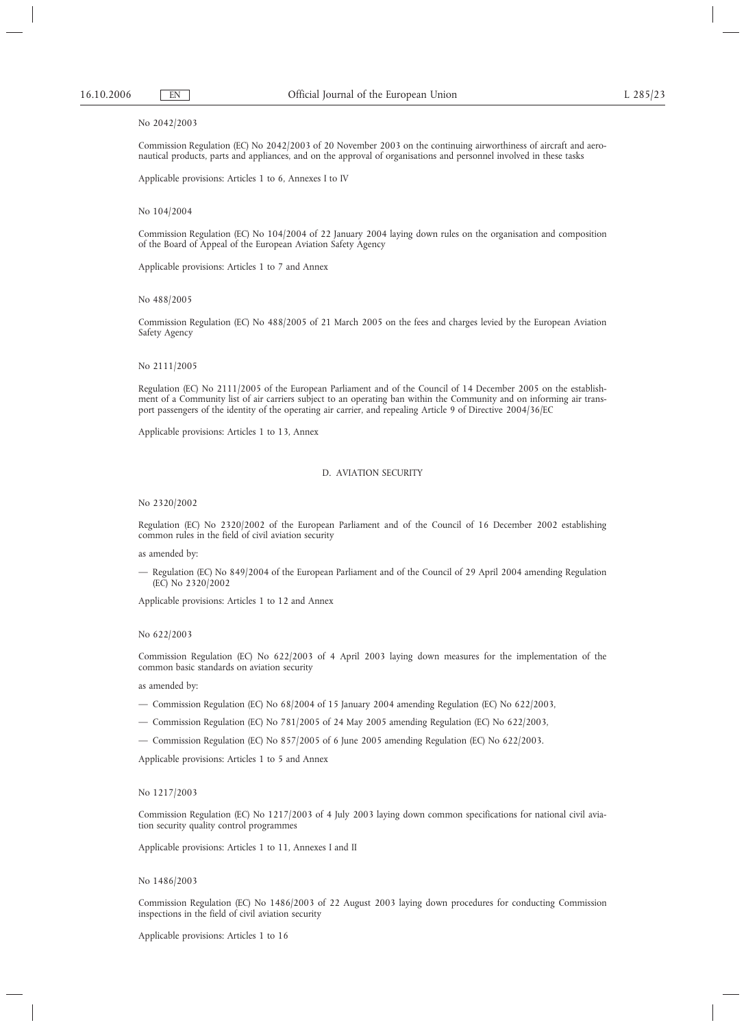No 2042/2003

Commission Regulation (EC) No 2042/2003 of 20 November 2003 on the continuing airworthiness of aircraft and aeronautical products, parts and appliances, and on the approval of organisations and personnel involved in these tasks

Applicable provisions: Articles 1 to 6, Annexes I to IV

No 104/2004

Commission Regulation (EC) No 104/2004 of 22 January 2004 laying down rules on the organisation and composition of the Board of Appeal of the European Aviation Safety Agency

Applicable provisions: Articles 1 to 7 and Annex

No 488/2005

Commission Regulation (EC) No 488/2005 of 21 March 2005 on the fees and charges levied by the European Aviation Safety Agency

No 2111/2005

Regulation (EC) No 2111/2005 of the European Parliament and of the Council of 14 December 2005 on the establishment of a Community list of air carriers subject to an operating ban within the Community and on informing air transport passengers of the identity of the operating air carrier, and repealing Article 9 of Directive 2004/36/EC

Applicable provisions: Articles 1 to 13, Annex

## D. AVIATION SECURITY

No 2320/2002

Regulation (EC) No 2320/2002 of the European Parliament and of the Council of 16 December 2002 establishing common rules in the field of civil aviation security

as amended by:

— Regulation (EC) No 849/2004 of the European Parliament and of the Council of 29 April 2004 amending Regulation (EC) No 2320/2002

Applicable provisions: Articles 1 to 12 and Annex

No 622/2003

Commission Regulation (EC) No 622/2003 of 4 April 2003 laying down measures for the implementation of the common basic standards on aviation security

as amended by:

— Commission Regulation (EC) No 68/2004 of 15 January 2004 amending Regulation (EC) No 622/2003,

— Commission Regulation (EC) No 781/2005 of 24 May 2005 amending Regulation (EC) No 622/2003,

— Commission Regulation (EC) No 857/2005 of 6 June 2005 amending Regulation (EC) No 622/2003.

Applicable provisions: Articles 1 to 5 and Annex

No 1217/2003

Commission Regulation (EC) No 1217/2003 of 4 July 2003 laying down common specifications for national civil aviation security quality control programmes

Applicable provisions: Articles 1 to 11, Annexes I and II

No 1486/2003

Commission Regulation (EC) No 1486/2003 of 22 August 2003 laying down procedures for conducting Commission inspections in the field of civil aviation security

Applicable provisions: Articles 1 to 16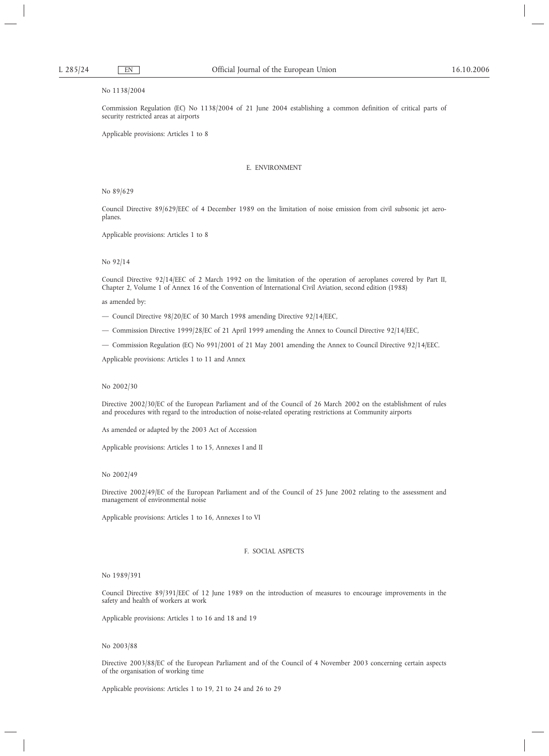No 1138/2004

Commission Regulation (EC) No 1138/2004 of 21 June 2004 establishing a common definition of critical parts of security restricted areas at airports

Applicable provisions: Articles 1 to 8

## E. ENVIRONMENT

No 89/629

Council Directive 89/629/EEC of 4 December 1989 on the limitation of noise emission from civil subsonic jet aeroplanes.

Applicable provisions: Articles 1 to 8

No 92/14

Council Directive 92/14/EEC of 2 March 1992 on the limitation of the operation of aeroplanes covered by Part II, Chapter 2, Volume 1 of Annex 16 of the Convention of International Civil Aviation, second edition (1988)

as amended by:

— Council Directive 98/20/EC of 30 March 1998 amending Directive 92/14/EEC,

— Commission Directive 1999/28/EC of 21 April 1999 amending the Annex to Council Directive 92/14/EEC,

— Commission Regulation (EC) No 991/2001 of 21 May 2001 amending the Annex to Council Directive 92/14/EEC.

Applicable provisions: Articles 1 to 11 and Annex

No 2002/30

Directive 2002/30/EC of the European Parliament and of the Council of 26 March 2002 on the establishment of rules and procedures with regard to the introduction of noise-related operating restrictions at Community airports

As amended or adapted by the 2003 Act of Accession

Applicable provisions: Articles 1 to 15, Annexes I and II

No 2002/49

Directive 2002/49/EC of the European Parliament and of the Council of 25 June 2002 relating to the assessment and management of environmental noise

Applicable provisions: Articles 1 to 16, Annexes I to VI

## F. SOCIAL ASPECTS

No 1989/391

Council Directive 89/391/EEC of 12 June 1989 on the introduction of measures to encourage improvements in the safety and health of workers at work

Applicable provisions: Articles 1 to 16 and 18 and 19

No 2003/88

Directive 2003/88/EC of the European Parliament and of the Council of 4 November 2003 concerning certain aspects of the organisation of working time

Applicable provisions: Articles 1 to 19, 21 to 24 and 26 to 29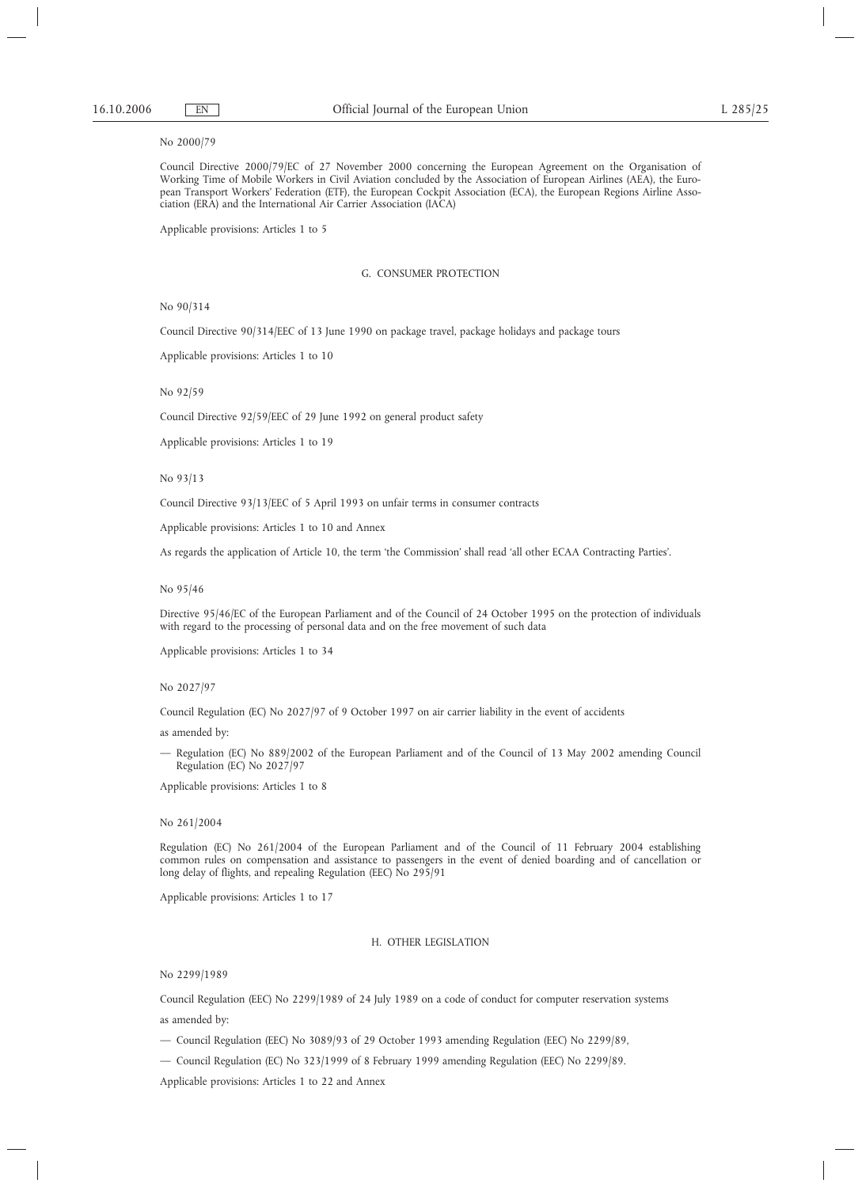No 2000/79

Council Directive 2000/79/EC of 27 November 2000 concerning the European Agreement on the Organisation of Working Time of Mobile Workers in Civil Aviation concluded by the Association of European Airlines (AEA), the European Transport Workers' Federation (ETF), the European Cockpit Association (ECA), the European Regions Airline Association (ERA) and the International Air Carrier Association (IACA)

Applicable provisions: Articles 1 to 5

## G. CONSUMER PROTECTION

No 90/314

Council Directive 90/314/EEC of 13 June 1990 on package travel, package holidays and package tours

Applicable provisions: Articles 1 to 10

No 92/59

Council Directive 92/59/EEC of 29 June 1992 on general product safety

Applicable provisions: Articles 1 to 19

No 93/13

Council Directive 93/13/EEC of 5 April 1993 on unfair terms in consumer contracts

Applicable provisions: Articles 1 to 10 and Annex

As regards the application of Article 10, the term 'the Commission' shall read 'all other ECAA Contracting Parties'.

No 95/46

Directive 95/46/EC of the European Parliament and of the Council of 24 October 1995 on the protection of individuals with regard to the processing of personal data and on the free movement of such data

Applicable provisions: Articles 1 to 34

No 2027/97

Council Regulation (EC) No 2027/97 of 9 October 1997 on air carrier liability in the event of accidents

as amended by:

— Regulation (EC) No 889/2002 of the European Parliament and of the Council of 13 May 2002 amending Council Regulation (EC) No 2027/97

Applicable provisions: Articles 1 to 8

No 261/2004

Regulation (EC) No 261/2004 of the European Parliament and of the Council of 11 February 2004 establishing common rules on compensation and assistance to passengers in the event of denied boarding and of cancellation or long delay of flights, and repealing Regulation (EEC) No 295/91

Applicable provisions: Articles 1 to 17

## H. OTHER LEGISLATION

No 2299/1989

Council Regulation (EEC) No 2299/1989 of 24 July 1989 on a code of conduct for computer reservation systems

as amended by:

— Council Regulation (EEC) No 3089/93 of 29 October 1993 amending Regulation (EEC) No 2299/89,

— Council Regulation (EC) No 323/1999 of 8 February 1999 amending Regulation (EEC) No 2299/89.

Applicable provisions: Articles 1 to 22 and Annex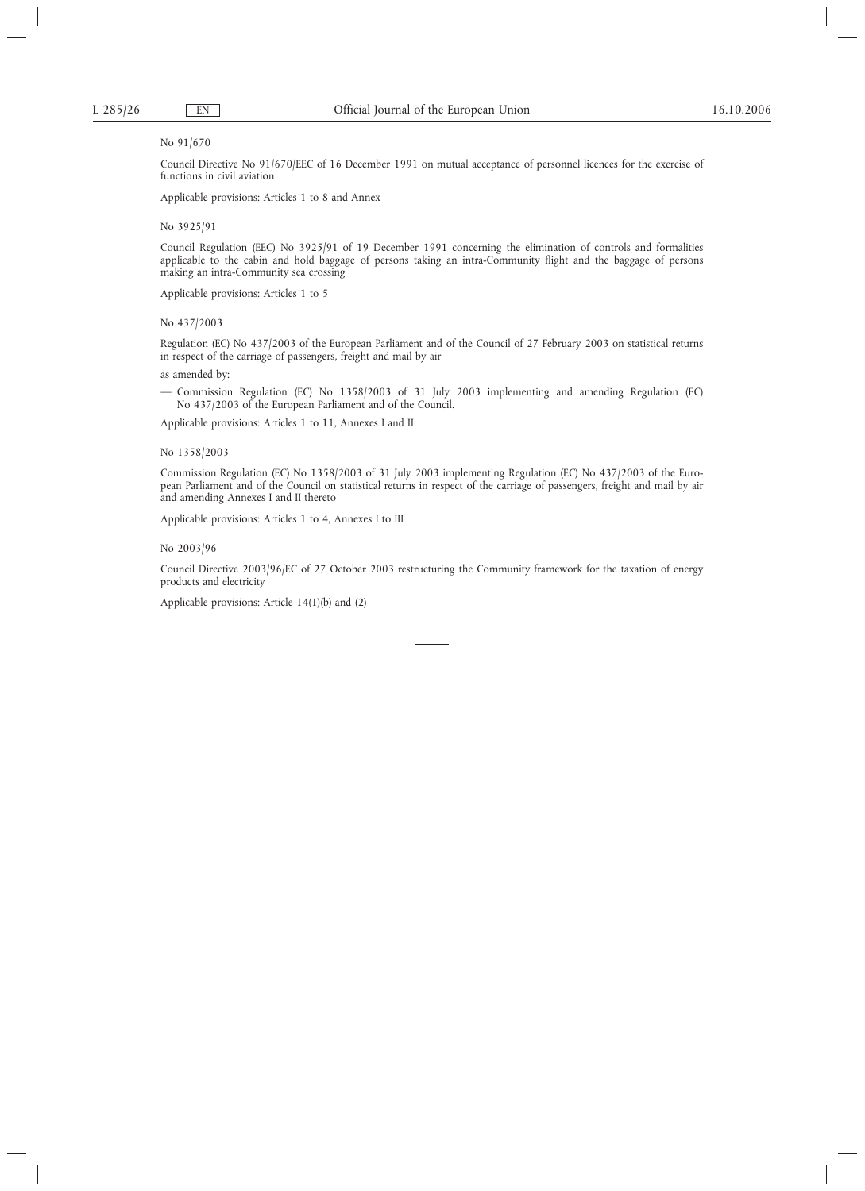No 91/670

Council Directive No 91/670/EEC of 16 December 1991 on mutual acceptance of personnel licences for the exercise of functions in civil aviation

Applicable provisions: Articles 1 to 8 and Annex

No 3925/91

Council Regulation (EEC) No 3925/91 of 19 December 1991 concerning the elimination of controls and formalities applicable to the cabin and hold baggage of persons taking an intra-Community flight and the baggage of persons making an intra-Community sea crossing

Applicable provisions: Articles 1 to 5

No 437/2003

Regulation (EC) No 437/2003 of the European Parliament and of the Council of 27 February 2003 on statistical returns in respect of the carriage of passengers, freight and mail by air

as amended by:

— Commission Regulation (EC) No 1358/2003 of 31 July 2003 implementing and amending Regulation (EC) No 437/2003 of the European Parliament and of the Council.

Applicable provisions: Articles 1 to 11, Annexes I and II

No 1358/2003

Commission Regulation (EC) No 1358/2003 of 31 July 2003 implementing Regulation (EC) No 437/2003 of the European Parliament and of the Council on statistical returns in respect of the carriage of passengers, freight and mail by air and amending Annexes I and II thereto

Applicable provisions: Articles 1 to 4, Annexes I to III

No 2003/96

Council Directive 2003/96/EC of 27 October 2003 restructuring the Community framework for the taxation of energy products and electricity

Applicable provisions: Article 14(1)(b) and (2)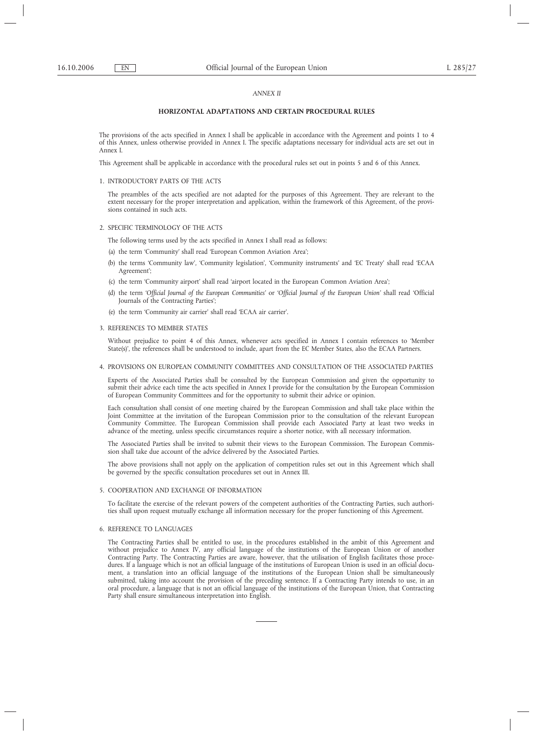*ANNEX II*

## HORIZONTAL ADAPTATIONS AND CERTAIN PROCEDURAL RULES

The provisions of the acts specified in Annex I shall be applicable in accordance with the Agreement and points 1 to 4 of this Annex, unless otherwise provided in Annex I. The specific adaptations necessary for individual acts are set out in Annex I.

This Agreement shall be applicable in accordance with the procedural rules set out in points 5 and 6 of this Annex.

### 1. INTRODUCTORY PARTS OF THE ACTS

The preambles of the acts specified are not adapted for the purposes of this Agreement. They are relevant to the extent necessary for the proper interpretation and application, within the framework of this Agreement, of the provisions contained in such acts.

### 2. SPECIFIC TERMINOLOGY OF THE ACTS

The following terms used by the acts specified in Annex I shall read as follows:

(a) the term 'Community' shall read 'European Common Aviation Area';

(b) the terms 'Community law', 'Community legislation', 'Community instruments' and 'EC Treaty' shall read 'ECAA Agreement';

(c) the term 'Community airport' shall read 'airport located in the European Common Aviation Area';

(d) the term '*Official Journal of the European Communities*' or '*Official Journal of the European Union*' shall read 'Official Journals of the Contracting Parties';

(e) the term 'Community air carrier' shall read 'ECAA air carrier'.

### 3. REFERENCES TO MEMBER STATES

Without prejudice to point 4 of this Annex, whenever acts specified in Annex I contain references to 'Member State(s)', the references shall be understood to include, apart from the EC Member States, also the ECAA Partners.

### 4. PROVISIONS ON EUROPEAN COMMUNITY COMMITTEES AND CONSULTATION OF THE ASSOCIATED PARTIES

Experts of the Associated Parties shall be consulted by the European Commission and given the opportunity to submit their advice each time the acts specified in Annex I provide for the consultation by the European Commission of European Community Committees and for the opportunity to submit their advice or opinion.

Each consultation shall consist of one meeting chaired by the European Commission and shall take place within the Joint Committee at the invitation of the European Commission prior to the consultation of the relevant European Community Committee. The European Commission shall provide each Associated Party at least two weeks in advance of the meeting, unless specific circumstances require a shorter notice, with all necessary information.

The Associated Parties shall be invited to submit their views to the European Commission. The European Commission shall take due account of the advice delivered by the Associated Parties.

The above provisions shall not apply on the application of competition rules set out in this Agreement which shall be governed by the specific consultation procedures set out in Annex III.

### 5. COOPERATION AND EXCHANGE OF INFORMATION

To facilitate the exercise of the relevant powers of the competent authorities of the Contracting Parties, such authorities shall upon request mutually exchange all information necessary for the proper functioning of this Agreement.

### 6. REFERENCE TO LANGUAGES

The Contracting Parties shall be entitled to use, in the procedures established in the ambit of this Agreement and without prejudice to Annex IV, any official language of the institutions of the European Union or of another Contracting Party. The Contracting Parties are aware, however, that the utilisation of English facilitates those procedures. If a language which is not an official language of the institutions of European Union is used in an official document, a translation into an official language of the institutions of the European Union shall be simultaneously submitted, taking into account the provision of the preceding sentence. If a Contracting Party intends to use, in an oral procedure, a language that is not an official language of the institutions of the European Union, that Contracting Party shall ensure simultaneous interpretation into English.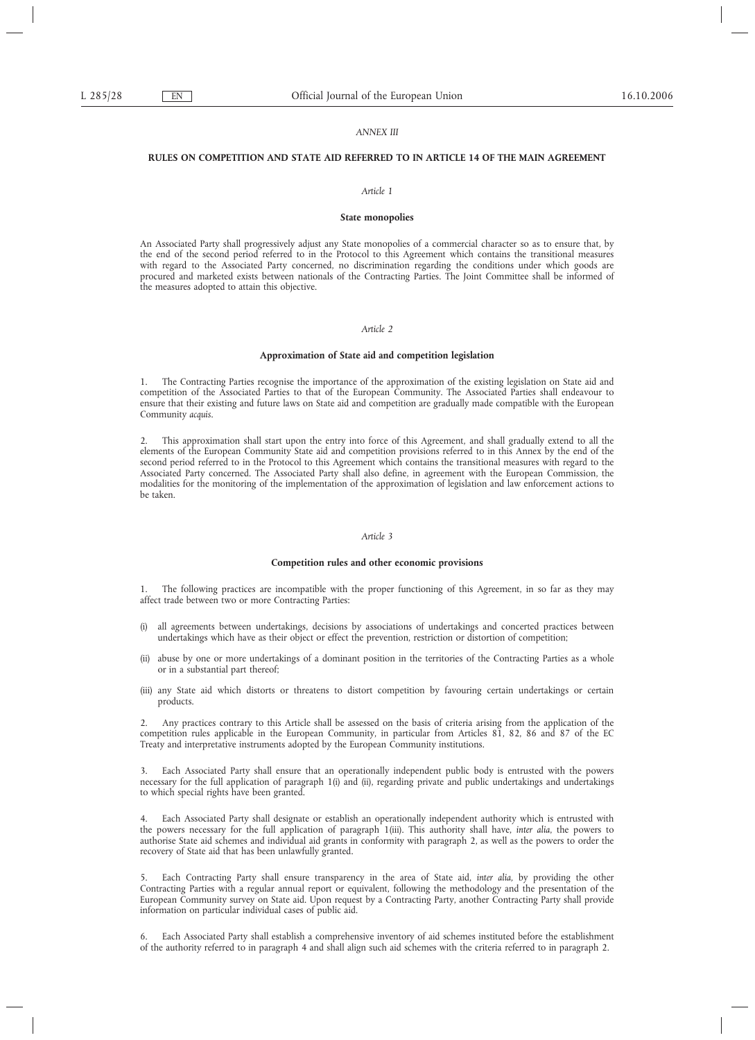*ANNEX III*

**RULES ON COMPETITION AND STATE AID REFERRED TO IN ARTICLE 14 OF THE MAIN AGREEMENT**

*Article 1*

**State monopolies**

An Associated Party shall progressively adjust any State monopolies of a commercial character so as to ensure that, by the end of the second period referred to in the Protocol to this Agreement which contains the transitional measures with regard to the Associated Party concerned, no discrimination regarding the conditions under which goods are procured and marketed exists between nationals of the Contracting Parties. The Joint Committee shall be informed of the measures adopted to attain this objective.

*Article 2*

**Approximation of State aid and competition legislation**

1. The Contracting Parties recognise the importance of the approximation of the existing legislation on State aid and competition of the Associated Parties to that of the European Community. The Associated Parties shall endeavour to ensure that their existing and future laws on State aid and competition are gradually made compatible with the European Community *acquis*.

2. This approximation shall start upon the entry into force of this Agreement, and shall gradually extend to all the elements of the European Community State aid and competition provisions referred to in this Annex by the end of the second period referred to in the Protocol to this Agreement which contains the transitional measures with regard to the Associated Party concerned. The Associated Party shall also define, in agreement with the European Commission, the modalities for the monitoring of the implementation of the approximation of legislation and law enforcement actions to be taken.

*Article 3*

**Competition rules and other economic provisions**

1. The following practices are incompatible with the proper functioning of this Agreement, in so far as they may affect trade between two or more Contracting Parties:

(i) all agreements between undertakings, decisions by associations of undertakings and concerted practices between undertakings which have as their object or effect the prevention, restriction or distortion of competition;

(ii) abuse by one or more undertakings of a dominant position in the territories of the Contracting Parties as a whole or in a substantial part thereof;

(iii) any State aid which distorts or threatens to distort competition by favouring certain undertakings or certain products.

2. Any practices contrary to this Article shall be assessed on the basis of criteria arising from the application of the competition rules applicable in the European Community, in particular from Articles 81, 82, 86 and 87 of the EC Treaty and interpretative instruments adopted by the European Community institutions.

3. Each Associated Party shall ensure that an operationally independent public body is entrusted with the powers necessary for the full application of paragraph 1(i) and (ii), regarding private and public undertakings and undertakings to which special rights have been granted.

4. Each Associated Party shall designate or establish an operationally independent authority which is entrusted with the powers necessary for the full application of paragraph 1(iii). This authority shall have, *inter alia*, the powers to authorise State aid schemes and individual aid grants in conformity with paragraph 2, as well as the powers to order the recovery of State aid that has been unlawfully granted.

5. Each Contracting Party shall ensure transparency in the area of State aid, *inter alia*, by providing the other Contracting Parties with a regular annual report or equivalent, following the methodology and the presentation of the European Community survey on State aid. Upon request by a Contracting Party, another Contracting Party shall provide information on particular individual cases of public aid.

6. Each Associated Party shall establish a comprehensive inventory of aid schemes instituted before the establishment of the authority referred to in paragraph 4 and shall align such aid schemes with the criteria referred to in paragraph 2.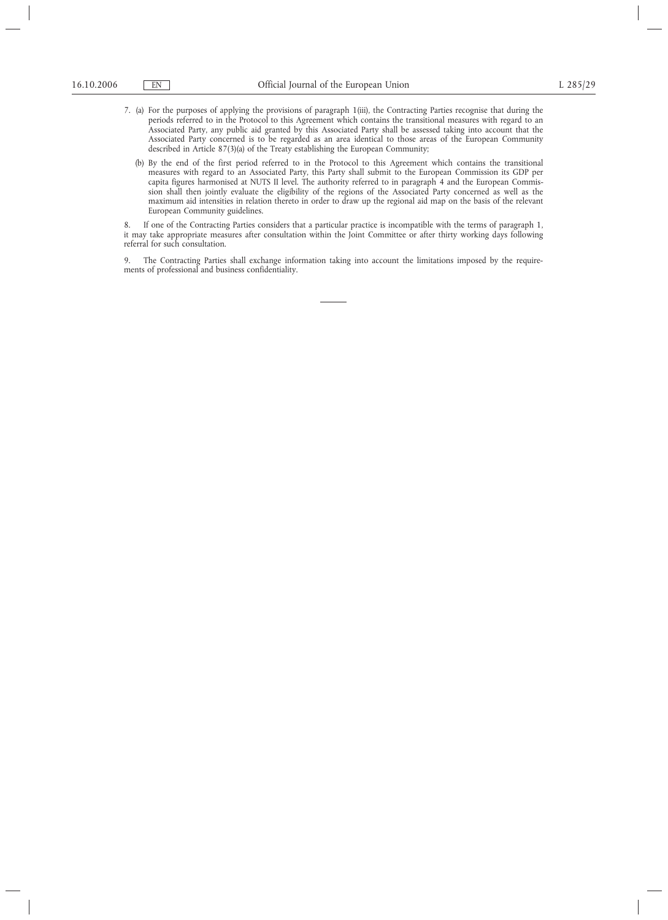7. (a) For the purposes of applying the provisions of paragraph 1(iii), the Contracting Parties recognise that during the periods referred to in the Protocol to this Agreement which contains the transitional measures with regard to an Associated Party, any public aid granted by this Associated Party shall be assessed taking into account that the Associated Party concerned is to be regarded as an area identical to those areas of the European Community described in Article 87(3)(a) of the Treaty establishing the European Community;

   (b) By the end of the first period referred to in the Protocol to this Agreement which contains the transitional measures with regard to an Associated Party, this Party shall submit to the European Commission its GDP per capita figures harmonised at NUTS II level. The authority referred to in paragraph 4 and the European Commission shall then jointly evaluate the eligibility of the regions of the Associated Party concerned as well as the maximum aid intensities in relation thereto in order to draw up the regional aid map on the basis of the relevant European Community guidelines.

8. If one of the Contracting Parties considers that a particular practice is incompatible with the terms of paragraph 1, it may take appropriate measures after consultation within the Joint Committee or after thirty working days following referral for such consultation.

9. The Contracting Parties shall exchange information taking into account the limitations imposed by the requirements of professional and business confidentiality.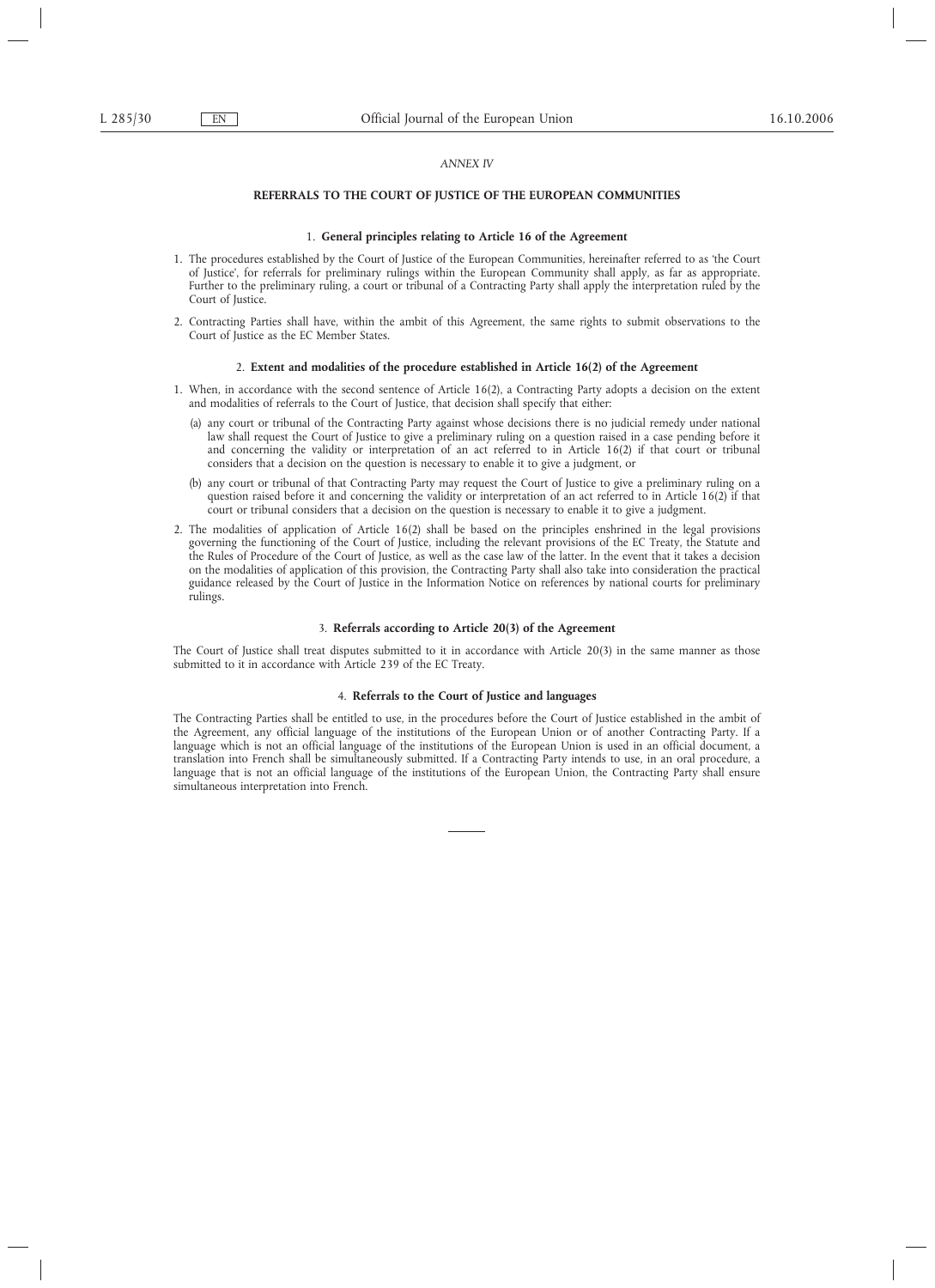*ANNEX IV*

# REFERRALS TO THE COURT OF JUSTICE OF THE EUROPEAN COMMUNITIES

## 1. General principles relating to Article 16 of the Agreement

1. The procedures established by the Court of Justice of the European Communities, hereinafter referred to as 'the Court of Justice', for referrals for preliminary rulings within the European Community shall apply, as far as appropriate. Further to the preliminary ruling, a court or tribunal of a Contracting Party shall apply the interpretation ruled by the Court of Justice.

2. Contracting Parties shall have, within the ambit of this Agreement, the same rights to submit observations to the Court of Justice as the EC Member States.

## 2. Extent and modalities of the procedure established in Article 16(2) of the Agreement

1. When, in accordance with the second sentence of Article 16(2), a Contracting Party adopts a decision on the extent and modalities of referrals to the Court of Justice, that decision shall specify that either:

   (a) any court or tribunal of the Contracting Party against whose decisions there is no judicial remedy under national law shall request the Court of Justice to give a preliminary ruling on a question raised in a case pending before it and concerning the validity or interpretation of an act referred to in Article 16(2) if that court or tribunal considers that a decision on the question is necessary to enable it to give a judgment, or

   (b) any court or tribunal of that Contracting Party may request the Court of Justice to give a preliminary ruling on a question raised before it and concerning the validity or interpretation of an act referred to in Article 16(2) if that court or tribunal considers that a decision on the question is necessary to enable it to give a judgment.

2. The modalities of application of Article 16(2) shall be based on the principles enshrined in the legal provisions governing the functioning of the Court of Justice, including the relevant provisions of the EC Treaty, the Statute and the Rules of Procedure of the Court of Justice, as well as the case law of the latter. In the event that it takes a decision on the modalities of application of this provision, the Contracting Party shall also take into consideration the practical guidance released by the Court of Justice in the Information Notice on references by national courts for preliminary rulings.

## 3. Referrals according to Article 20(3) of the Agreement

The Court of Justice shall treat disputes submitted to it in accordance with Article 20(3) in the same manner as those submitted to it in accordance with Article 239 of the EC Treaty.

## 4. Referrals to the Court of Justice and languages

The Contracting Parties shall be entitled to use, in the procedures before the Court of Justice established in the ambit of the Agreement, any official language of the institutions of the European Union or of another Contracting Party. If a language which is not an official language of the institutions of the European Union is used in an official document, a translation into French shall be simultaneously submitted. If a Contracting Party intends to use, in an oral procedure, a language that is not an official language of the institutions of the European Union, the Contracting Party shall ensure simultaneous interpretation into French.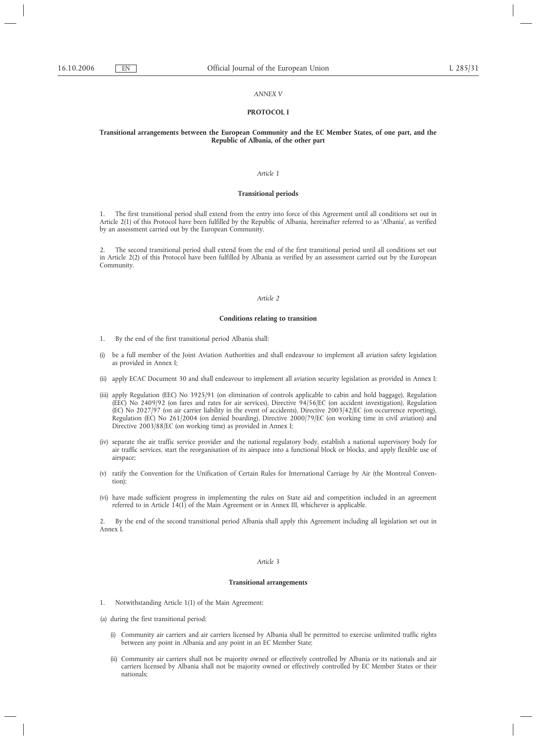*ANNEX V*

**PROTOCOL I**

**Transitional arrangements between the European Community and the EC Member States, of one part, and the Republic of Albania, of the other part**

*Article 1*

**Transitional periods**

1. The first transitional period shall extend from the entry into force of this Agreement until all conditions set out in Article 2(1) of this Protocol have been fulfilled by the Republic of Albania, hereinafter referred to as 'Albania', as verified by an assessment carried out by the European Community.

2. The second transitional period shall extend from the end of the first transitional period until all conditions set out in Article 2(2) of this Protocol have been fulfilled by Albania as verified by an assessment carried out by the European Community.

*Article 2*

**Conditions relating to transition**

1. By the end of the first transitional period Albania shall:

(i) be a full member of the Joint Aviation Authorities and shall endeavour to implement all aviation safety legislation as provided in Annex I;

(ii) apply ECAC Document 30 and shall endeavour to implement all aviation security legislation as provided in Annex I;

(iii) apply Regulation (EEC) No 3925/91 (on elimination of controls applicable to cabin and hold baggage), Regulation (EEC) No 2409/92 (on fares and rates for air services), Directive 94/56/EC (on accident investigation), Regulation (EC) No 2027/97 (on air carrier liability in the event of accidents), Directive 2003/42/EC (on occurrence reporting), Regulation (EC) No 261/2004 (on denied boarding), Directive 2000/79/EC (on working time in civil aviation) and Directive 2003/88/EC (on working time) as provided in Annex I;

(iv) separate the air traffic service provider and the national regulatory body, establish a national supervisory body for air traffic services, start the reorganisation of its airspace into a functional block or blocks, and apply flexible use of airspace;

(v) ratify the Convention for the Unification of Certain Rules for International Carriage by Air (the Montreal Convention);

(vi) have made sufficient progress in implementing the rules on State aid and competition included in an agreement referred to in Article 14(1) of the Main Agreement or in Annex III, whichever is applicable.

2. By the end of the second transitional period Albania shall apply this Agreement including all legislation set out in Annex I.

*Article 3*

**Transitional arrangements**

1. Notwithstanding Article 1(1) of the Main Agreement:

(a) during the first transitional period:

   (i) Community air carriers and air carriers licensed by Albania shall be permitted to exercise unlimited traffic rights between any point in Albania and any point in an EC Member State;

   (ii) Community air carriers shall not be majority owned or effectively controlled by Albania or its nationals and air carriers licensed by Albania shall not be majority owned or effectively controlled by EC Member States or their nationals;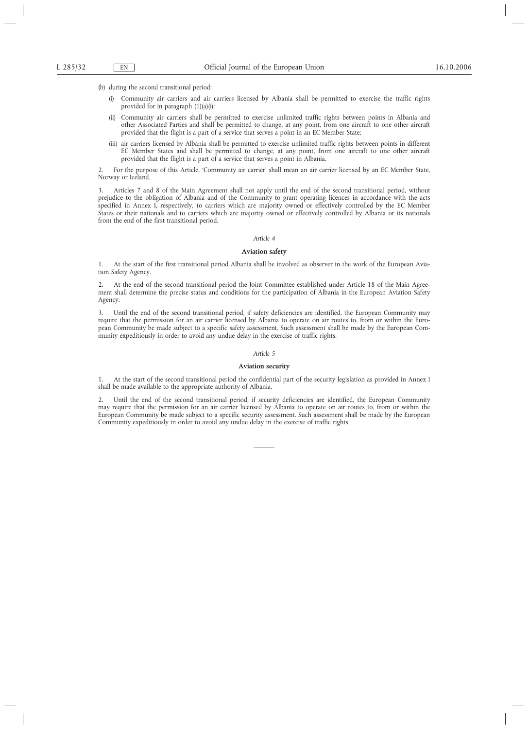(b) during the second transitional period:

(i) Community air carriers and air carriers licensed by Albania shall be permitted to exercise the traffic rights provided for in paragraph (1)(a)(i);

(ii) Community air carriers shall be permitted to exercise unlimited traffic rights between points in Albania and other Associated Parties and shall be permitted to change, at any point, from one aircraft to one other aircraft provided that the flight is a part of a service that serves a point in an EC Member State;

(iii) air carriers licensed by Albania shall be permitted to exercise unlimited traffic rights between points in different EC Member States and shall be permitted to change, at any point, from one aircraft to one other aircraft provided that the flight is a part of a service that serves a point in Albania.

2. For the purpose of this Article, 'Community air carrier' shall mean an air carrier licensed by an EC Member State, Norway or Iceland.

3. Articles 7 and 8 of the Main Agreement shall not apply until the end of the second transitional period, without prejudice to the obligation of Albania and of the Community to grant operating licences in accordance with the acts specified in Annex I, respectively, to carriers which are majority owned or effectively controlled by the EC Member States or their nationals and to carriers which are majority owned or effectively controlled by Albania or its nationals from the end of the first transitional period.

*Article 4*

**Aviation safety**

1. At the start of the first transitional period Albania shall be involved as observer in the work of the European Aviation Safety Agency.

2. At the end of the second transitional period the Joint Committee established under Article 18 of the Main Agreement shall determine the precise status and conditions for the participation of Albania in the European Aviation Safety Agency.

3. Until the end of the second transitional period, if safety deficiencies are identified, the European Community may require that the permission for an air carrier licensed by Albania to operate on air routes to, from or within the European Community be made subject to a specific safety assessment. Such assessment shall be made by the European Community expeditiously in order to avoid any undue delay in the exercise of traffic rights.

*Article 5*

**Aviation security**

1. At the start of the second transitional period the confidential part of the security legislation as provided in Annex I shall be made available to the appropriate authority of Albania.

2. Until the end of the second transitional period, if security deficiencies are identified, the European Community may require that the permission for an air carrier licensed by Albania to operate on air routes to, from or within the European Community be made subject to a specific security assessment. Such assessment shall be made by the European Community expeditiously in order to avoid any undue delay in the exercise of traffic rights.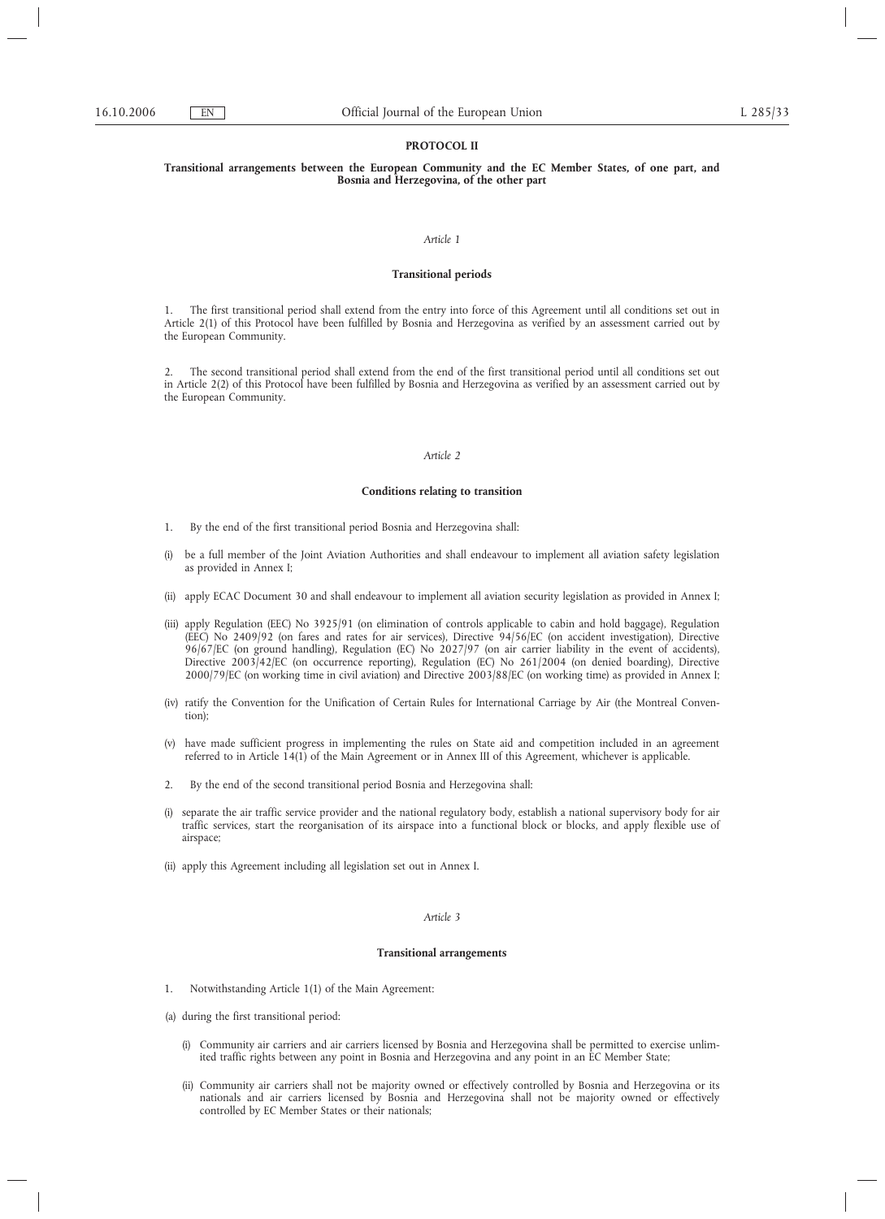**PROTOCOL II**

**Transitional arrangements between the European Community and the EC Member States, of one part, and Bosnia and Herzegovina, of the other part**

*Article 1*

**Transitional periods**

1. The first transitional period shall extend from the entry into force of this Agreement until all conditions set out in Article 2(1) of this Protocol have been fulfilled by Bosnia and Herzegovina as verified by an assessment carried out by the European Community.

2. The second transitional period shall extend from the end of the first transitional period until all conditions set out in Article 2(2) of this Protocol have been fulfilled by Bosnia and Herzegovina as verified by an assessment carried out by the European Community.

*Article 2*

**Conditions relating to transition**

1. By the end of the first transitional period Bosnia and Herzegovina shall:

(i) be a full member of the Joint Aviation Authorities and shall endeavour to implement all aviation safety legislation as provided in Annex I;

(ii) apply ECAC Document 30 and shall endeavour to implement all aviation security legislation as provided in Annex I;

(iii) apply Regulation (EEC) No 3925/91 (on elimination of controls applicable to cabin and hold baggage), Regulation (EEC) No 2409/92 (on fares and rates for air services), Directive 94/56/EC (on accident investigation), Directive 96/67/EC (on ground handling), Regulation (EC) No 2027/97 (on air carrier liability in the event of accidents), Directive 2003/42/EC (on occurrence reporting), Regulation (EC) No 261/2004 (on denied boarding), Directive 2000/79/EC (on working time in civil aviation) and Directive 2003/88/EC (on working time) as provided in Annex I;

(iv) ratify the Convention for the Unification of Certain Rules for International Carriage by Air (the Montreal Convention);

(v) have made sufficient progress in implementing the rules on State aid and competition included in an agreement referred to in Article 14(1) of the Main Agreement or in Annex III of this Agreement, whichever is applicable.

2. By the end of the second transitional period Bosnia and Herzegovina shall:

(i) separate the air traffic service provider and the national regulatory body, establish a national supervisory body for air traffic services, start the reorganisation of its airspace into a functional block or blocks, and apply flexible use of airspace;

(ii) apply this Agreement including all legislation set out in Annex I.

*Article 3*

**Transitional arrangements**

1. Notwithstanding Article 1(1) of the Main Agreement:

(a) during the first transitional period:

(i) Community air carriers and air carriers licensed by Bosnia and Herzegovina shall be permitted to exercise unlimited traffic rights between any point in Bosnia and Herzegovina and any point in an EC Member State;

(ii) Community air carriers shall not be majority owned or effectively controlled by Bosnia and Herzegovina or its nationals and air carriers licensed by Bosnia and Herzegovina shall not be majority owned or effectively controlled by EC Member States or their nationals;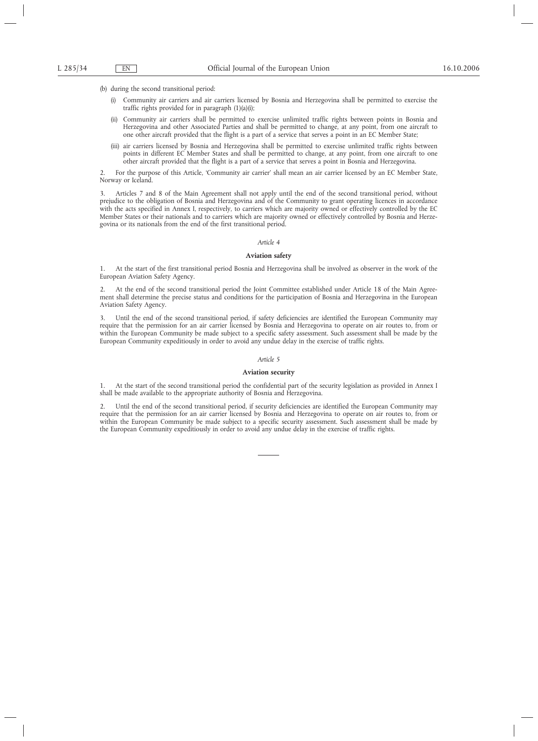(b) during the second transitional period:

(i) Community air carriers and air carriers licensed by Bosnia and Herzegovina shall be permitted to exercise the traffic rights provided for in paragraph (1)(a)(i);

(ii) Community air carriers shall be permitted to exercise unlimited traffic rights between points in Bosnia and Herzegovina and other Associated Parties and shall be permitted to change, at any point, from one aircraft to one other aircraft provided that the flight is a part of a service that serves a point in an EC Member State;

(iii) air carriers licensed by Bosnia and Herzegovina shall be permitted to exercise unlimited traffic rights between points in different EC Member States and shall be permitted to change, at any point, from one aircraft to one other aircraft provided that the flight is a part of a service that serves a point in Bosnia and Herzegovina.

2. For the purpose of this Article, 'Community air carrier' shall mean an air carrier licensed by an EC Member State, Norway or Iceland.

3. Articles 7 and 8 of the Main Agreement shall not apply until the end of the second transitional period, without prejudice to the obligation of Bosnia and Herzegovina and of the Community to grant operating licences in accordance with the acts specified in Annex I, respectively, to carriers which are majority owned or effectively controlled by the EC Member States or their nationals and to carriers which are majority owned or effectively controlled by Bosnia and Herzegovina or its nationals from the end of the first transitional period.

*Article 4*

**Aviation safety**

1. At the start of the first transitional period Bosnia and Herzegovina shall be involved as observer in the work of the European Aviation Safety Agency.

2. At the end of the second transitional period the Joint Committee established under Article 18 of the Main Agreement shall determine the precise status and conditions for the participation of Bosnia and Herzegovina in the European Aviation Safety Agency.

3. Until the end of the second transitional period, if safety deficiencies are identified the European Community may require that the permission for an air carrier licensed by Bosnia and Herzegovina to operate on air routes to, from or within the European Community be made subject to a specific safety assessment. Such assessment shall be made by the European Community expeditiously in order to avoid any undue delay in the exercise of traffic rights.

*Article 5*

**Aviation security**

1. At the start of the second transitional period the confidential part of the security legislation as provided in Annex I shall be made available to the appropriate authority of Bosnia and Herzegovina.

2. Until the end of the second transitional period, if security deficiencies are identified the European Community may require that the permission for an air carrier licensed by Bosnia and Herzegovina to operate on air routes to, from or within the European Community be made subject to a specific security assessment. Such assessment shall be made by the European Community expeditiously in order to avoid any undue delay in the exercise of traffic rights.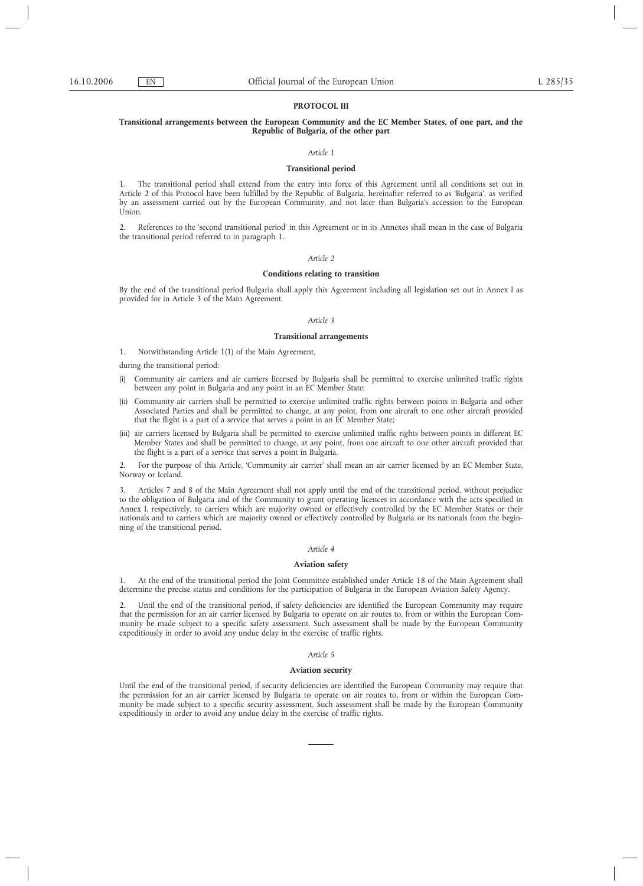## PROTOCOL III

### Transitional arrangements between the European Community and the EC Member States, of one part, and the Republic of Bulgaria, of the other part

*Article 1*

**Transitional period**

1. The transitional period shall extend from the entry into force of this Agreement until all conditions set out in Article 2 of this Protocol have been fulfilled by the Republic of Bulgaria, hereinafter referred to as 'Bulgaria', as verified by an assessment carried out by the European Community, and not later than Bulgaria's accession to the European Union.

2. References to the 'second transitional period' in this Agreement or in its Annexes shall mean in the case of Bulgaria the transitional period referred to in paragraph 1.

*Article 2*

**Conditions relating to transition**

By the end of the transitional period Bulgaria shall apply this Agreement including all legislation set out in Annex I as provided for in Article 3 of the Main Agreement.

*Article 3*

**Transitional arrangements**

1. Notwithstanding Article 1(1) of the Main Agreement,

during the transitional period:

(i) Community air carriers and air carriers licensed by Bulgaria shall be permitted to exercise unlimited traffic rights between any point in Bulgaria and any point in an EC Member State;

(ii) Community air carriers shall be permitted to exercise unlimited traffic rights between points in Bulgaria and other Associated Parties and shall be permitted to change, at any point, from one aircraft to one other aircraft provided that the flight is a part of a service that serves a point in an EC Member State;

(iii) air carriers licensed by Bulgaria shall be permitted to exercise unlimited traffic rights between points in different EC Member States and shall be permitted to change, at any point, from one aircraft to one other aircraft provided that the flight is a part of a service that serves a point in Bulgaria.

2. For the purpose of this Article, 'Community air carrier' shall mean an air carrier licensed by an EC Member State, Norway or Iceland.

3. Articles 7 and 8 of the Main Agreement shall not apply until the end of the transitional period, without prejudice to the obligation of Bulgaria and of the Community to grant operating licences in accordance with the acts specified in Annex I, respectively, to carriers which are majority owned or effectively controlled by the EC Member States or their nationals and to carriers which are majority owned or effectively controlled by Bulgaria or its nationals from the beginning of the transitional period.

*Article 4*

**Aviation safety**

1. At the end of the transitional period the Joint Committee established under Article 18 of the Main Agreement shall determine the precise status and conditions for the participation of Bulgaria in the European Aviation Safety Agency.

2. Until the end of the transitional period, if safety deficiencies are identified the European Community may require that the permission for an air carrier licensed by Bulgaria to operate on air routes to, from or within the European Community be made subject to a specific safety assessment. Such assessment shall be made by the European Community expeditiously in order to avoid any undue delay in the exercise of traffic rights.

*Article 5*

**Aviation security**

Until the end of the transitional period, if security deficiencies are identified the European Community may require that the permission for an air carrier licensed by Bulgaria to operate on air routes to, from or within the European Community be made subject to a specific security assessment. Such assessment shall be made by the European Community expeditiously in order to avoid any undue delay in the exercise of traffic rights.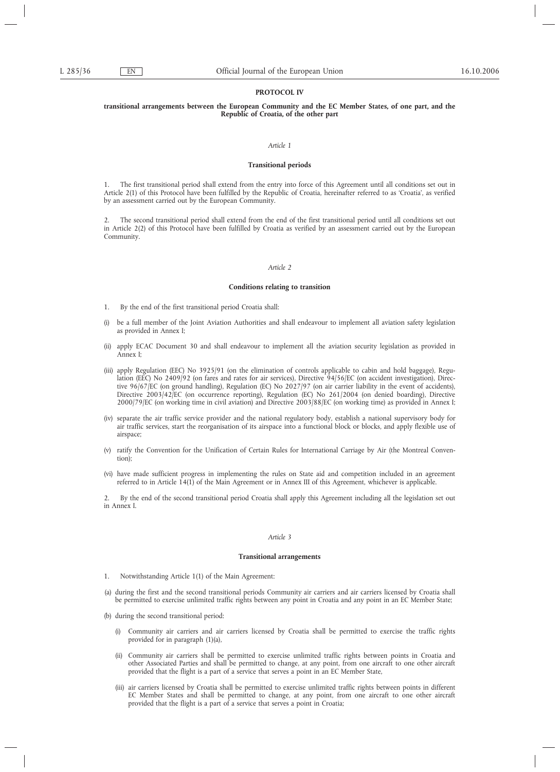**PROTOCOL IV**

**transitional arrangements between the European Community and the EC Member States, of one part, and the Republic of Croatia, of the other part**

*Article 1*

**Transitional periods**

1. The first transitional period shall extend from the entry into force of this Agreement until all conditions set out in Article 2(1) of this Protocol have been fulfilled by the Republic of Croatia, hereinafter referred to as 'Croatia', as verified by an assessment carried out by the European Community.

2. The second transitional period shall extend from the end of the first transitional period until all conditions set out in Article 2(2) of this Protocol have been fulfilled by Croatia as verified by an assessment carried out by the European Community.

*Article 2*

**Conditions relating to transition**

1. By the end of the first transitional period Croatia shall:

(i) be a full member of the Joint Aviation Authorities and shall endeavour to implement all aviation safety legislation as provided in Annex I;

(ii) apply ECAC Document 30 and shall endeavour to implement all the aviation security legislation as provided in Annex I;

(iii) apply Regulation (EEC) No 3925/91 (on the elimination of controls applicable to cabin and hold baggage), Regulation (EEC) No 2409/92 (on fares and rates for air services), Directive 94/56/EC (on accident investigation), Directive 96/67/EC (on ground handling), Regulation (EC) No 2027/97 (on air carrier liability in the event of accidents), Directive 2003/42/EC (on occurrence reporting), Regulation (EC) No 261/2004 (on denied boarding), Directive 2000/79/EC (on working time in civil aviation) and Directive 2003/88/EC (on working time) as provided in Annex I;

(iv) separate the air traffic service provider and the national regulatory body, establish a national supervisory body for air traffic services, start the reorganisation of its airspace into a functional block or blocks, and apply flexible use of airspace;

(v) ratify the Convention for the Unification of Certain Rules for International Carriage by Air (the Montreal Convention);

(vi) have made sufficient progress in implementing the rules on State aid and competition included in an agreement referred to in Article 14(1) of the Main Agreement or in Annex III of this Agreement, whichever is applicable.

2. By the end of the second transitional period Croatia shall apply this Agreement including all the legislation set out in Annex I.

*Article 3*

**Transitional arrangements**

1. Notwithstanding Article 1(1) of the Main Agreement:

(a) during the first and the second transitional periods Community air carriers and air carriers licensed by Croatia shall be permitted to exercise unlimited traffic rights between any point in Croatia and any point in an EC Member State;

(b) during the second transitional period:

   (i) Community air carriers and air carriers licensed by Croatia shall be permitted to exercise the traffic rights provided for in paragraph (1)(a),

   (ii) Community air carriers shall be permitted to exercise unlimited traffic rights between points in Croatia and other Associated Parties and shall be permitted to change, at any point, from one aircraft to one other aircraft provided that the flight is a part of a service that serves a point in an EC Member State,

   (iii) air carriers licensed by Croatia shall be permitted to exercise unlimited traffic rights between points in different EC Member States and shall be permitted to change, at any point, from one aircraft to one other aircraft provided that the flight is a part of a service that serves a point in Croatia;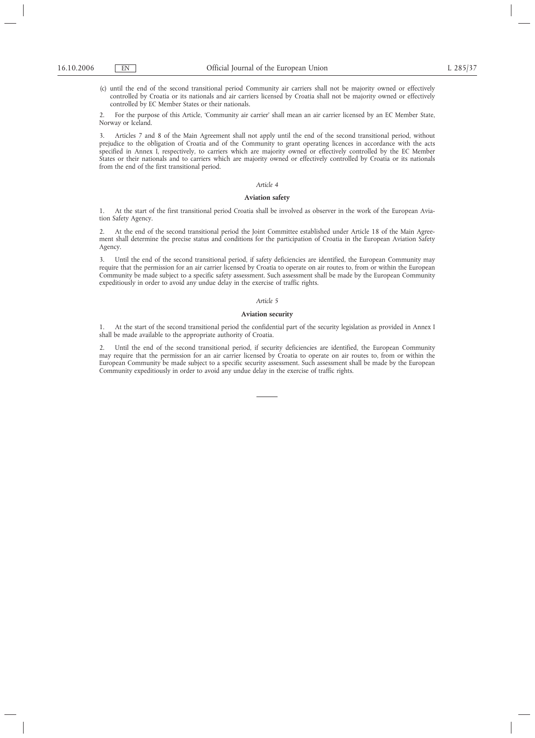(c) until the end of the second transitional period Community air carriers shall not be majority owned or effectively controlled by Croatia or its nationals and air carriers licensed by Croatia shall not be majority owned or effectively controlled by EC Member States or their nationals.

2. For the purpose of this Article, 'Community air carrier' shall mean an air carrier licensed by an EC Member State, Norway or Iceland.

3. Articles 7 and 8 of the Main Agreement shall not apply until the end of the second transitional period, without prejudice to the obligation of Croatia and of the Community to grant operating licences in accordance with the acts specified in Annex I, respectively, to carriers which are majority owned or effectively controlled by the EC Member States or their nationals and to carriers which are majority owned or effectively controlled by Croatia or its nationals from the end of the first transitional period.

*Article 4*

**Aviation safety**

1. At the start of the first transitional period Croatia shall be involved as observer in the work of the European Aviation Safety Agency.

2. At the end of the second transitional period the Joint Committee established under Article 18 of the Main Agreement shall determine the precise status and conditions for the participation of Croatia in the European Aviation Safety Agency.

3. Until the end of the second transitional period, if safety deficiencies are identified, the European Community may require that the permission for an air carrier licensed by Croatia to operate on air routes to, from or within the European Community be made subject to a specific safety assessment. Such assessment shall be made by the European Community expeditiously in order to avoid any undue delay in the exercise of traffic rights.

*Article 5*

**Aviation security**

1. At the start of the second transitional period the confidential part of the security legislation as provided in Annex I shall be made available to the appropriate authority of Croatia.

2. Until the end of the second transitional period, if security deficiencies are identified, the European Community may require that the permission for an air carrier licensed by Croatia to operate on air routes to, from or within the European Community be made subject to a specific security assessment. Such assessment shall be made by the European Community expeditiously in order to avoid any undue delay in the exercise of traffic rights.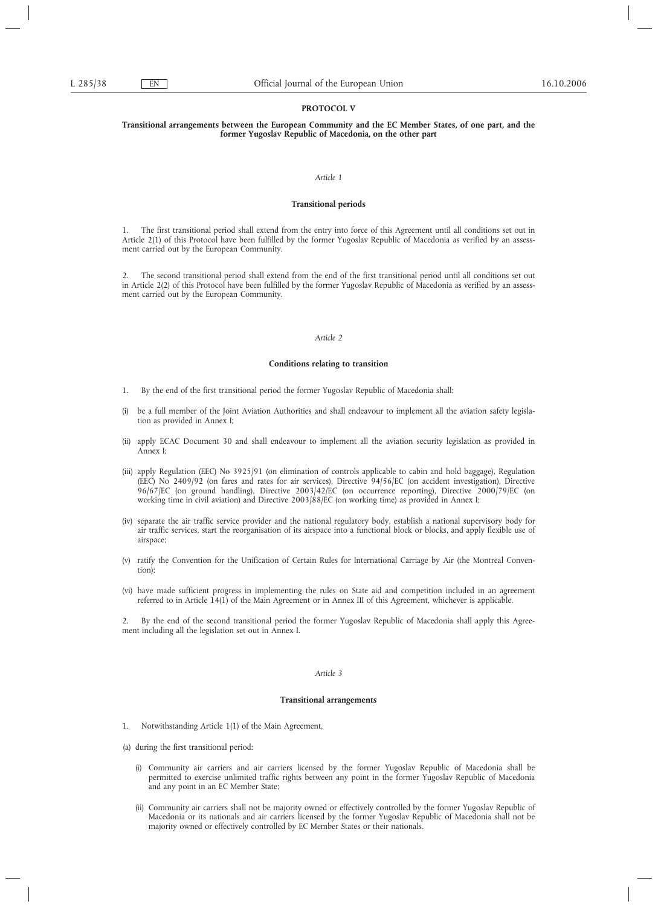**PROTOCOL V**

**Transitional arrangements between the European Community and the EC Member States, of one part, and the former Yugoslav Republic of Macedonia, on the other part**

*Article 1*

**Transitional periods**

1. The first transitional period shall extend from the entry into force of this Agreement until all conditions set out in Article 2(1) of this Protocol have been fulfilled by the former Yugoslav Republic of Macedonia as verified by an assessment carried out by the European Community.

2. The second transitional period shall extend from the end of the first transitional period until all conditions set out in Article 2(2) of this Protocol have been fulfilled by the former Yugoslav Republic of Macedonia as verified by an assessment carried out by the European Community.

*Article 2*

**Conditions relating to transition**

1. By the end of the first transitional period the former Yugoslav Republic of Macedonia shall:

(i) be a full member of the Joint Aviation Authorities and shall endeavour to implement all the aviation safety legislation as provided in Annex I;

(ii) apply ECAC Document 30 and shall endeavour to implement all the aviation security legislation as provided in Annex I;

(iii) apply Regulation (EEC) No 3925/91 (on elimination of controls applicable to cabin and hold baggage), Regulation (EEC) No 2409/92 (on fares and rates for air services), Directive 94/56/EC (on accident investigation), Directive 96/67/EC (on ground handling), Directive 2003/42/EC (on occurrence reporting), Directive 2000/79/EC (on working time in civil aviation) and Directive 2003/88/EC (on working time) as provided in Annex I;

(iv) separate the air traffic service provider and the national regulatory body, establish a national supervisory body for air traffic services, start the reorganisation of its airspace into a functional block or blocks, and apply flexible use of airspace;

(v) ratify the Convention for the Unification of Certain Rules for International Carriage by Air (the Montreal Convention);

(vi) have made sufficient progress in implementing the rules on State aid and competition included in an agreement referred to in Article 14(1) of the Main Agreement or in Annex III of this Agreement, whichever is applicable.

2. By the end of the second transitional period the former Yugoslav Republic of Macedonia shall apply this Agreement including all the legislation set out in Annex I.

*Article 3*

**Transitional arrangements**

1. Notwithstanding Article 1(1) of the Main Agreement,

(a) during the first transitional period:

(i) Community air carriers and air carriers licensed by the former Yugoslav Republic of Macedonia shall be permitted to exercise unlimited traffic rights between any point in the former Yugoslav Republic of Macedonia and any point in an EC Member State;

(ii) Community air carriers shall not be majority owned or effectively controlled by the former Yugoslav Republic of Macedonia or its nationals and air carriers licensed by the former Yugoslav Republic of Macedonia shall not be majority owned or effectively controlled by EC Member States or their nationals.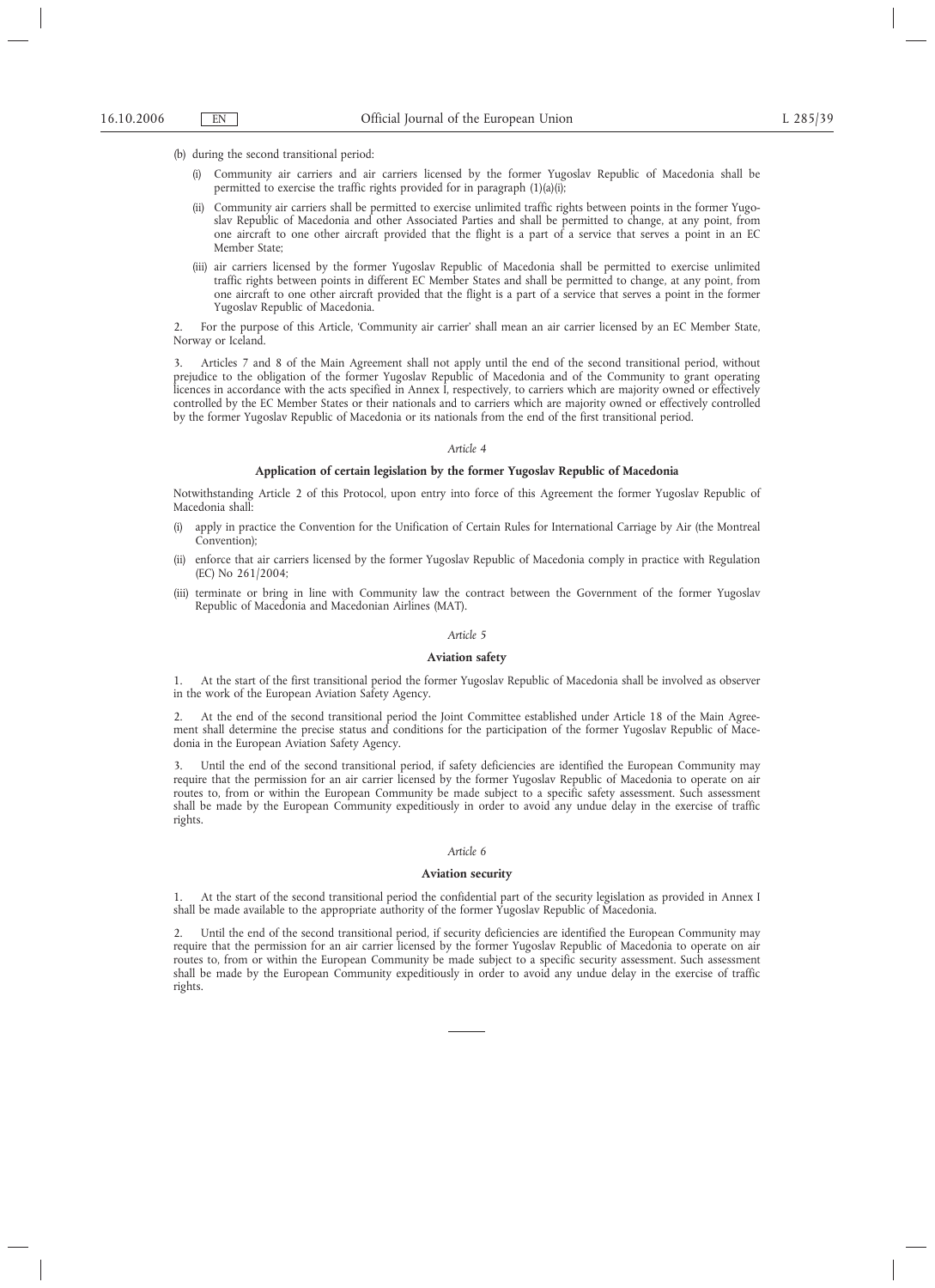(b) during the second transitional period:

(i) Community air carriers and air carriers licensed by the former Yugoslav Republic of Macedonia shall be permitted to exercise the traffic rights provided for in paragraph (1)(a)(i);

(ii) Community air carriers shall be permitted to exercise unlimited traffic rights between points in the former Yugoslav Republic of Macedonia and other Associated Parties and shall be permitted to change, at any point, from one aircraft to one other aircraft provided that the flight is a part of a service that serves a point in an EC Member State;

(iii) air carriers licensed by the former Yugoslav Republic of Macedonia shall be permitted to exercise unlimited traffic rights between points in different EC Member States and shall be permitted to change, at any point, from one aircraft to one other aircraft provided that the flight is a part of a service that serves a point in the former Yugoslav Republic of Macedonia.

2. For the purpose of this Article, 'Community air carrier' shall mean an air carrier licensed by an EC Member State, Norway or Iceland.

3. Articles 7 and 8 of the Main Agreement shall not apply until the end of the second transitional period, without prejudice to the obligation of the former Yugoslav Republic of Macedonia and of the Community to grant operating licences in accordance with the acts specified in Annex I, respectively, to carriers which are majority owned or effectively controlled by the EC Member States or their nationals and to carriers which are majority owned or effectively controlled by the former Yugoslav Republic of Macedonia or its nationals from the end of the first transitional period.

*Article 4*

**Application of certain legislation by the former Yugoslav Republic of Macedonia**

Notwithstanding Article 2 of this Protocol, upon entry into force of this Agreement the former Yugoslav Republic of Macedonia shall:

(i) apply in practice the Convention for the Unification of Certain Rules for International Carriage by Air (the Montreal Convention);

(ii) enforce that air carriers licensed by the former Yugoslav Republic of Macedonia comply in practice with Regulation (EC) No 261/2004;

(iii) terminate or bring in line with Community law the contract between the Government of the former Yugoslav Republic of Macedonia and Macedonian Airlines (MAT).

*Article 5*

**Aviation safety**

1. At the start of the first transitional period the former Yugoslav Republic of Macedonia shall be involved as observer in the work of the European Aviation Safety Agency.

2. At the end of the second transitional period the Joint Committee established under Article 18 of the Main Agreement shall determine the precise status and conditions for the participation of the former Yugoslav Republic of Macedonia in the European Aviation Safety Agency.

3. Until the end of the second transitional period, if safety deficiencies are identified the European Community may require that the permission for an air carrier licensed by the former Yugoslav Republic of Macedonia to operate on air routes to, from or within the European Community be made subject to a specific safety assessment. Such assessment shall be made by the European Community expeditiously in order to avoid any undue delay in the exercise of traffic rights.

*Article 6*

**Aviation security**

1. At the start of the second transitional period the confidential part of the security legislation as provided in Annex I shall be made available to the appropriate authority of the former Yugoslav Republic of Macedonia.

2. Until the end of the second transitional period, if security deficiencies are identified the European Community may require that the permission for an air carrier licensed by the former Yugoslav Republic of Macedonia to operate on air routes to, from or within the European Community be made subject to a specific security assessment. Such assessment shall be made by the European Community expeditiously in order to avoid any undue delay in the exercise of traffic rights.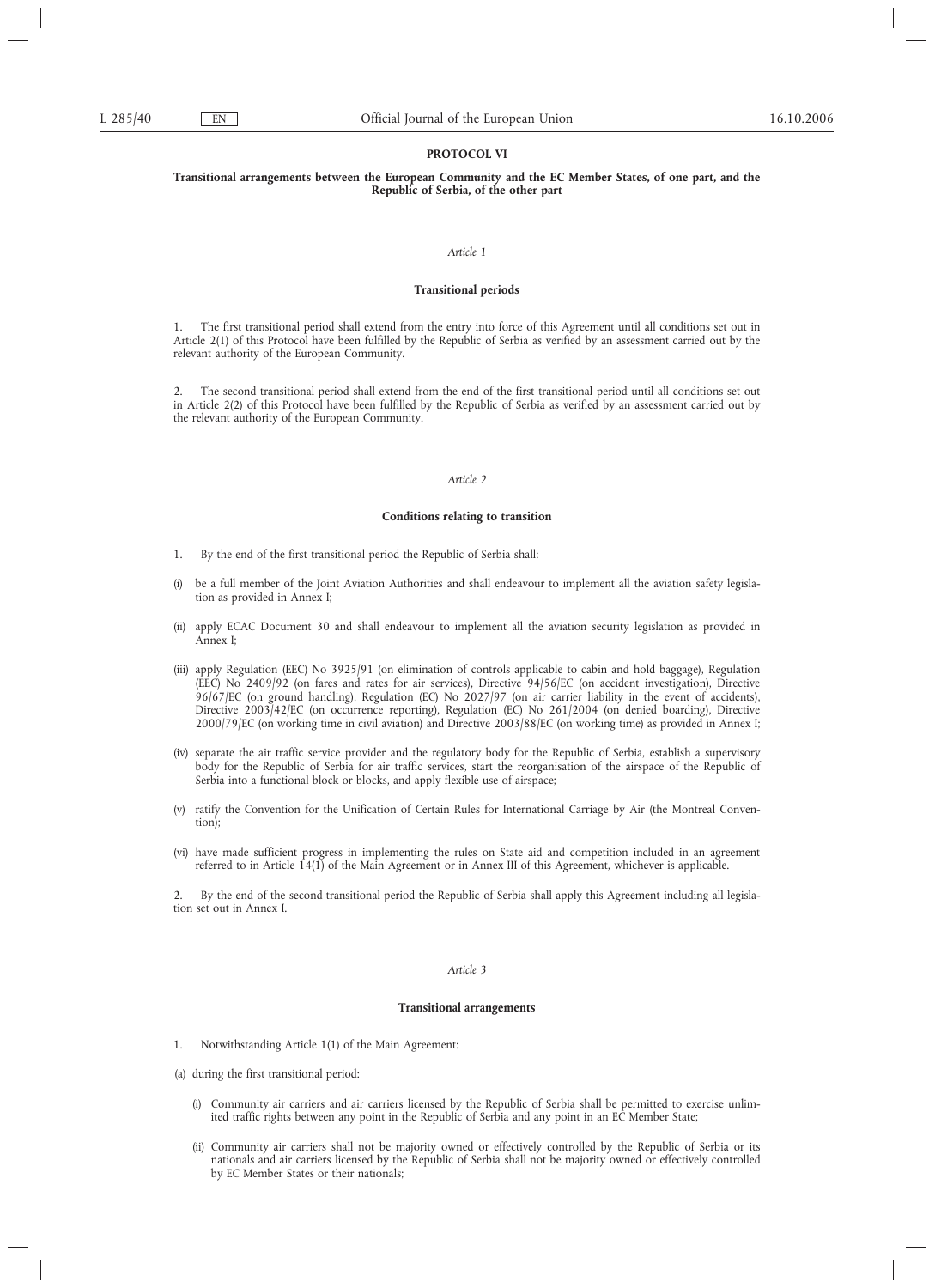## PROTOCOL VI

### Transitional arrangements between the European Community and the EC Member States, of one part, and the Republic of Serbia, of the other part

*Article 1*

**Transitional periods**

1. The first transitional period shall extend from the entry into force of this Agreement until all conditions set out in Article 2(1) of this Protocol have been fulfilled by the Republic of Serbia as verified by an assessment carried out by the relevant authority of the European Community.

2. The second transitional period shall extend from the end of the first transitional period until all conditions set out in Article 2(2) of this Protocol have been fulfilled by the Republic of Serbia as verified by an assessment carried out by the relevant authority of the European Community.

*Article 2*

**Conditions relating to transition**

1. By the end of the first transitional period the Republic of Serbia shall:

(i) be a full member of the Joint Aviation Authorities and shall endeavour to implement all the aviation safety legislation as provided in Annex I;

(ii) apply ECAC Document 30 and shall endeavour to implement all the aviation security legislation as provided in Annex I;

(iii) apply Regulation (EEC) No 3925/91 (on elimination of controls applicable to cabin and hold baggage), Regulation (EEC) No 2409/92 (on fares and rates for air services), Directive 94/56/EC (on accident investigation), Directive 96/67/EC (on ground handling), Regulation (EC) No 2027/97 (on air carrier liability in the event of accidents), Directive 2003/42/EC (on occurrence reporting), Regulation (EC) No 261/2004 (on denied boarding), Directive 2000/79/EC (on working time in civil aviation) and Directive 2003/88/EC (on working time) as provided in Annex I;

(iv) separate the air traffic service provider and the regulatory body for the Republic of Serbia, establish a supervisory body for the Republic of Serbia for air traffic services, start the reorganisation of the airspace of the Republic of Serbia into a functional block or blocks, and apply flexible use of airspace;

(v) ratify the Convention for the Unification of Certain Rules for International Carriage by Air (the Montreal Convention);

(vi) have made sufficient progress in implementing the rules on State aid and competition included in an agreement referred to in Article 14(1) of the Main Agreement or in Annex III of this Agreement, whichever is applicable.

2. By the end of the second transitional period the Republic of Serbia shall apply this Agreement including all legislation set out in Annex I.

*Article 3*

**Transitional arrangements**

1. Notwithstanding Article 1(1) of the Main Agreement:

(a) during the first transitional period:

(i) Community air carriers and air carriers licensed by the Republic of Serbia shall be permitted to exercise unlimited traffic rights between any point in the Republic of Serbia and any point in an EC Member State;

(ii) Community air carriers shall not be majority owned or effectively controlled by the Republic of Serbia or its nationals and air carriers licensed by the Republic of Serbia shall not be majority owned or effectively controlled by EC Member States or their nationals;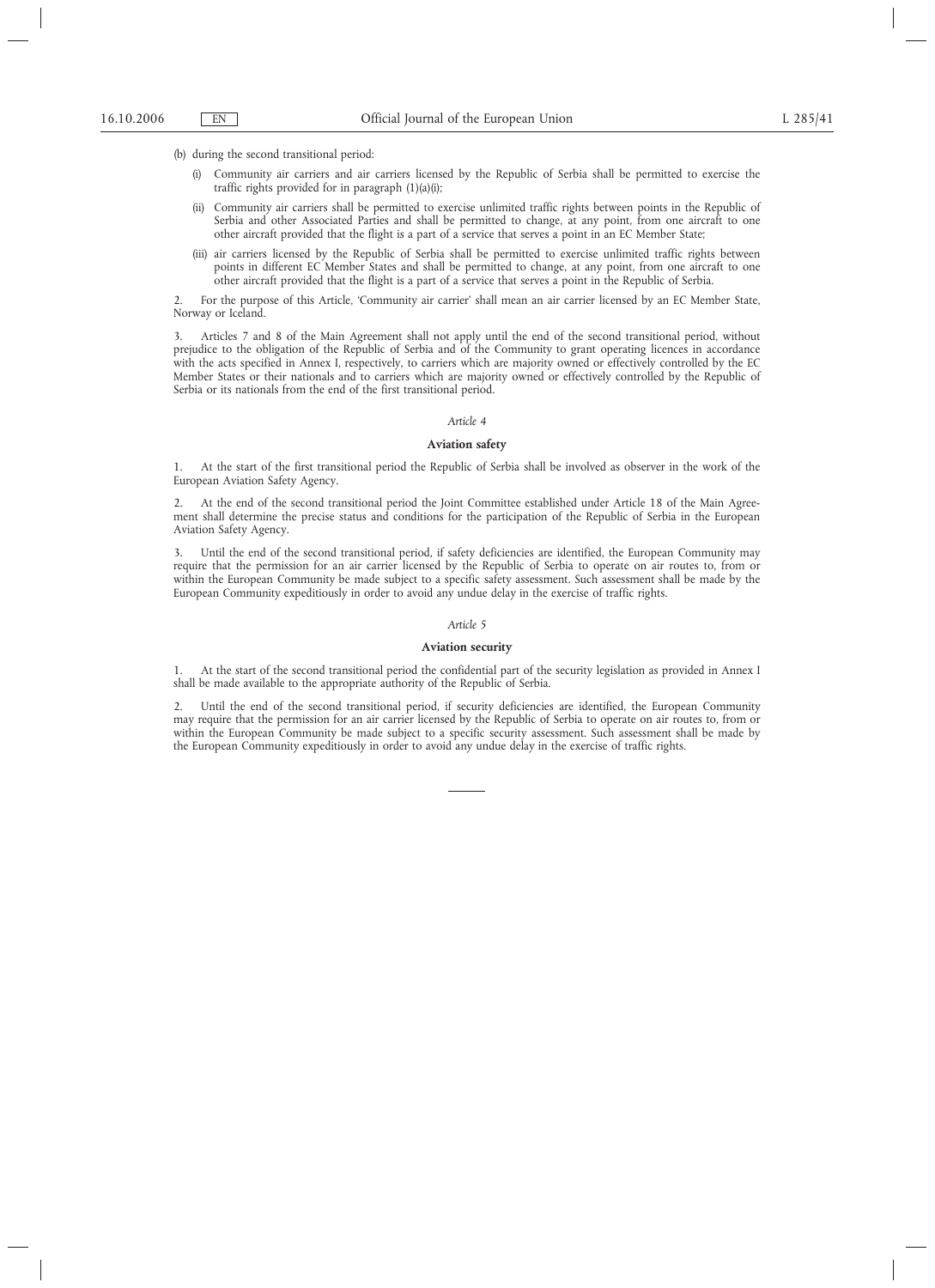(b) during the second transitional period:

(i) Community air carriers and air carriers licensed by the Republic of Serbia shall be permitted to exercise the traffic rights provided for in paragraph (1)(a)(i);

(ii) Community air carriers shall be permitted to exercise unlimited traffic rights between points in the Republic of Serbia and other Associated Parties and shall be permitted to change, at any point, from one aircraft to one other aircraft provided that the flight is a part of a service that serves a point in an EC Member State;

(iii) air carriers licensed by the Republic of Serbia shall be permitted to exercise unlimited traffic rights between points in different EC Member States and shall be permitted to change, at any point, from one aircraft to one other aircraft provided that the flight is a part of a service that serves a point in the Republic of Serbia.

2. For the purpose of this Article, 'Community air carrier' shall mean an air carrier licensed by an EC Member State, Norway or Iceland.

3. Articles 7 and 8 of the Main Agreement shall not apply until the end of the second transitional period, without prejudice to the obligation of the Republic of Serbia and of the Community to grant operating licences in accordance with the acts specified in Annex I, respectively, to carriers which are majority owned or effectively controlled by the EC Member States or their nationals and to carriers which are majority owned or effectively controlled by the Republic of Serbia or its nationals from the end of the first transitional period.

*Article 4*

**Aviation safety**

1. At the start of the first transitional period the Republic of Serbia shall be involved as observer in the work of the European Aviation Safety Agency.

2. At the end of the second transitional period the Joint Committee established under Article 18 of the Main Agreement shall determine the precise status and conditions for the participation of the Republic of Serbia in the European Aviation Safety Agency.

3. Until the end of the second transitional period, if safety deficiencies are identified, the European Community may require that the permission for an air carrier licensed by the Republic of Serbia to operate on air routes to, from or within the European Community be made subject to a specific safety assessment. Such assessment shall be made by the European Community expeditiously in order to avoid any undue delay in the exercise of traffic rights.

*Article 5*

**Aviation security**

1. At the start of the second transitional period the confidential part of the security legislation as provided in Annex I shall be made available to the appropriate authority of the Republic of Serbia.

2. Until the end of the second transitional period, if security deficiencies are identified, the European Community may require that the permission for an air carrier licensed by the Republic of Serbia to operate on air routes to, from or within the European Community be made subject to a specific security assessment. Such assessment shall be made by the European Community expeditiously in order to avoid any undue delay in the exercise of traffic rights.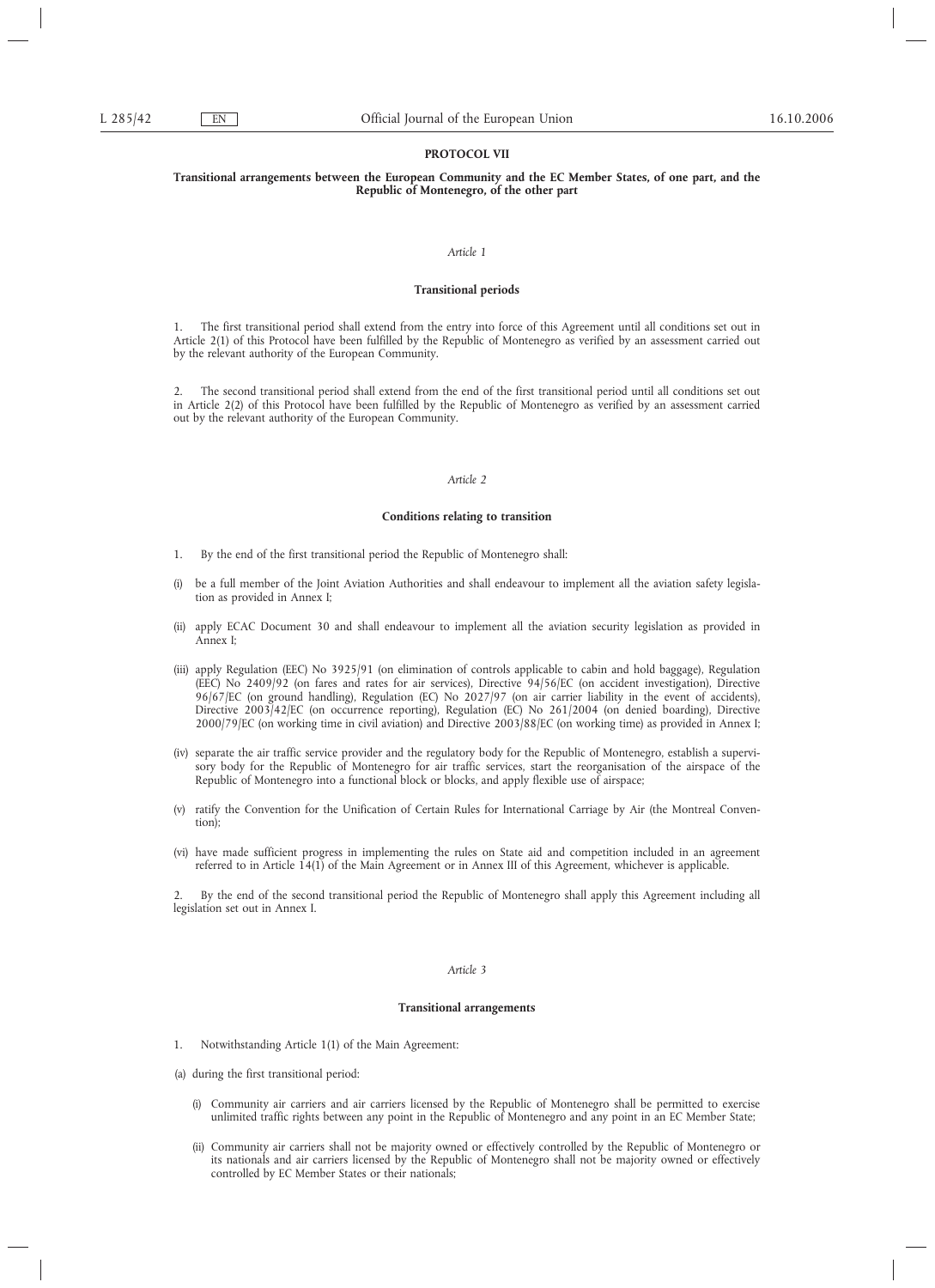**PROTOCOL VII**

**Transitional arrangements between the European Community and the EC Member States, of one part, and the Republic of Montenegro, of the other part**

*Article 1*

**Transitional periods**

1. The first transitional period shall extend from the entry into force of this Agreement until all conditions set out in Article 2(1) of this Protocol have been fulfilled by the Republic of Montenegro as verified by an assessment carried out by the relevant authority of the European Community.

2. The second transitional period shall extend from the end of the first transitional period until all conditions set out in Article 2(2) of this Protocol have been fulfilled by the Republic of Montenegro as verified by an assessment carried out by the relevant authority of the European Community.

*Article 2*

**Conditions relating to transition**

1. By the end of the first transitional period the Republic of Montenegro shall:

(i) be a full member of the Joint Aviation Authorities and shall endeavour to implement all the aviation safety legislation as provided in Annex I;

(ii) apply ECAC Document 30 and shall endeavour to implement all the aviation security legislation as provided in Annex I;

(iii) apply Regulation (EEC) No 3925/91 (on elimination of controls applicable to cabin and hold baggage), Regulation (EEC) No 2409/92 (on fares and rates for air services), Directive 94/56/EC (on accident investigation), Directive 96/67/EC (on ground handling), Regulation (EC) No 2027/97 (on air carrier liability in the event of accidents), Directive 2003/42/EC (on occurrence reporting), Regulation (EC) No 261/2004 (on denied boarding), Directive 2000/79/EC (on working time in civil aviation) and Directive 2003/88/EC (on working time) as provided in Annex I;

(iv) separate the air traffic service provider and the regulatory body for the Republic of Montenegro, establish a supervisory body for the Republic of Montenegro for air traffic services, start the reorganisation of the airspace of the Republic of Montenegro into a functional block or blocks, and apply flexible use of airspace;

(v) ratify the Convention for the Unification of Certain Rules for International Carriage by Air (the Montreal Convention);

(vi) have made sufficient progress in implementing the rules on State aid and competition included in an agreement referred to in Article 14(1) of the Main Agreement or in Annex III of this Agreement, whichever is applicable.

2. By the end of the second transitional period the Republic of Montenegro shall apply this Agreement including all legislation set out in Annex I.

*Article 3*

**Transitional arrangements**

1. Notwithstanding Article 1(1) of the Main Agreement:

(a) during the first transitional period:

(i) Community air carriers and air carriers licensed by the Republic of Montenegro shall be permitted to exercise unlimited traffic rights between any point in the Republic of Montenegro and any point in an EC Member State;

(ii) Community air carriers shall not be majority owned or effectively controlled by the Republic of Montenegro or its nationals and air carriers licensed by the Republic of Montenegro shall not be majority owned or effectively controlled by EC Member States or their nationals;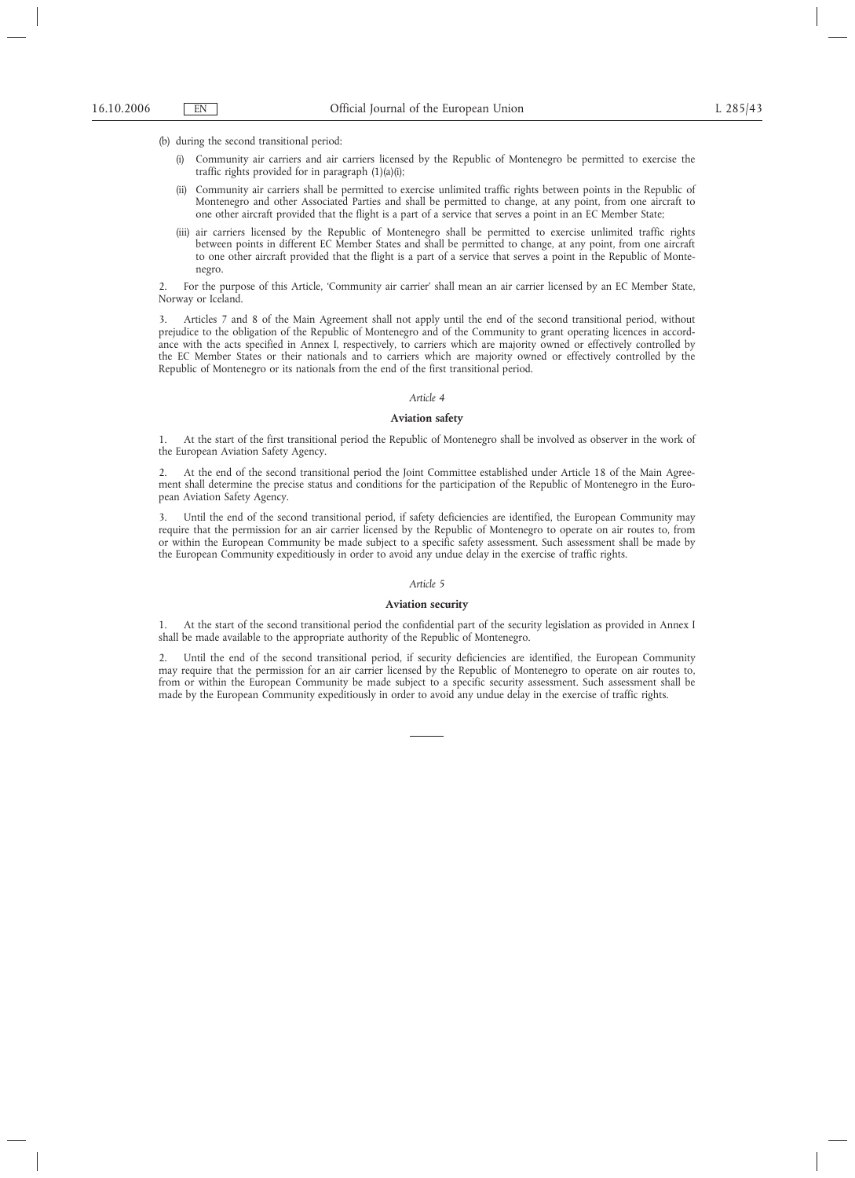(b) during the second transitional period:

(i) Community air carriers and air carriers licensed by the Republic of Montenegro be permitted to exercise the traffic rights provided for in paragraph (1)(a)(i);

(ii) Community air carriers shall be permitted to exercise unlimited traffic rights between points in the Republic of Montenegro and other Associated Parties and shall be permitted to change, at any point, from one aircraft to one other aircraft provided that the flight is a part of a service that serves a point in an EC Member State;

(iii) air carriers licensed by the Republic of Montenegro shall be permitted to exercise unlimited traffic rights between points in different EC Member States and shall be permitted to change, at any point, from one aircraft to one other aircraft provided that the flight is a part of a service that serves a point in the Republic of Montenegro.

2. For the purpose of this Article, 'Community air carrier' shall mean an air carrier licensed by an EC Member State, Norway or Iceland.

3. Articles 7 and 8 of the Main Agreement shall not apply until the end of the second transitional period, without prejudice to the obligation of the Republic of Montenegro and of the Community to grant operating licences in accordance with the acts specified in Annex I, respectively, to carriers which are majority owned or effectively controlled by the EC Member States or their nationals and to carriers which are majority owned or effectively controlled by the Republic of Montenegro or its nationals from the end of the first transitional period.

*Article 4*

**Aviation safety**

1. At the start of the first transitional period the Republic of Montenegro shall be involved as observer in the work of the European Aviation Safety Agency.

2. At the end of the second transitional period the Joint Committee established under Article 18 of the Main Agreement shall determine the precise status and conditions for the participation of the Republic of Montenegro in the European Aviation Safety Agency.

3. Until the end of the second transitional period, if safety deficiencies are identified, the European Community may require that the permission for an air carrier licensed by the Republic of Montenegro to operate on air routes to, from or within the European Community be made subject to a specific safety assessment. Such assessment shall be made by the European Community expeditiously in order to avoid any undue delay in the exercise of traffic rights.

*Article 5*

**Aviation security**

1. At the start of the second transitional period the confidential part of the security legislation as provided in Annex I shall be made available to the appropriate authority of the Republic of Montenegro.

2. Until the end of the second transitional period, if security deficiencies are identified, the European Community may require that the permission for an air carrier licensed by the Republic of Montenegro to operate on air routes to, from or within the European Community be made subject to a specific security assessment. Such assessment shall be made by the European Community expeditiously in order to avoid any undue delay in the exercise of traffic rights.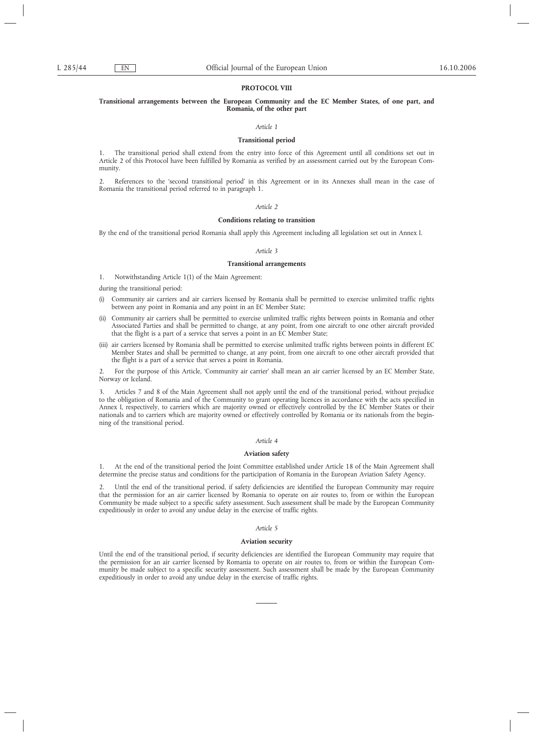## PROTOCOL VIII

### Transitional arrangements between the European Community and the EC Member States, of one part, and Romania, of the other part

*Article 1*

**Transitional period**

1. The transitional period shall extend from the entry into force of this Agreement until all conditions set out in Article 2 of this Protocol have been fulfilled by Romania as verified by an assessment carried out by the European Community.

2. References to the 'second transitional period' in this Agreement or in its Annexes shall mean in the case of Romania the transitional period referred to in paragraph 1.

*Article 2*

**Conditions relating to transition**

By the end of the transitional period Romania shall apply this Agreement including all legislation set out in Annex I.

*Article 3*

**Transitional arrangements**

1. Notwithstanding Article 1(1) of the Main Agreement:

during the transitional period:

(i) Community air carriers and air carriers licensed by Romania shall be permitted to exercise unlimited traffic rights between any point in Romania and any point in an EC Member State;

(ii) Community air carriers shall be permitted to exercise unlimited traffic rights between points in Romania and other Associated Parties and shall be permitted to change, at any point, from one aircraft to one other aircraft provided that the flight is a part of a service that serves a point in an EC Member State;

(iii) air carriers licensed by Romania shall be permitted to exercise unlimited traffic rights between points in different EC Member States and shall be permitted to change, at any point, from one aircraft to one other aircraft provided that the flight is a part of a service that serves a point in Romania.

2. For the purpose of this Article, 'Community air carrier' shall mean an air carrier licensed by an EC Member State, Norway or Iceland.

3. Articles 7 and 8 of the Main Agreement shall not apply until the end of the transitional period, without prejudice to the obligation of Romania and of the Community to grant operating licences in accordance with the acts specified in Annex I, respectively, to carriers which are majority owned or effectively controlled by the EC Member States or their nationals and to carriers which are majority owned or effectively controlled by Romania or its nationals from the beginning of the transitional period.

*Article 4*

**Aviation safety**

1. At the end of the transitional period the Joint Committee established under Article 18 of the Main Agreement shall determine the precise status and conditions for the participation of Romania in the European Aviation Safety Agency.

2. Until the end of the transitional period, if safety deficiencies are identified the European Community may require that the permission for an air carrier licensed by Romania to operate on air routes to, from or within the European Community be made subject to a specific safety assessment. Such assessment shall be made by the European Community expeditiously in order to avoid any undue delay in the exercise of traffic rights.

*Article 5*

**Aviation security**

Until the end of the transitional period, if security deficiencies are identified the European Community may require that the permission for an air carrier licensed by Romania to operate on air routes to, from or within the European Community be made subject to a specific security assessment. Such assessment shall be made by the European Community expeditiously in order to avoid any undue delay in the exercise of traffic rights.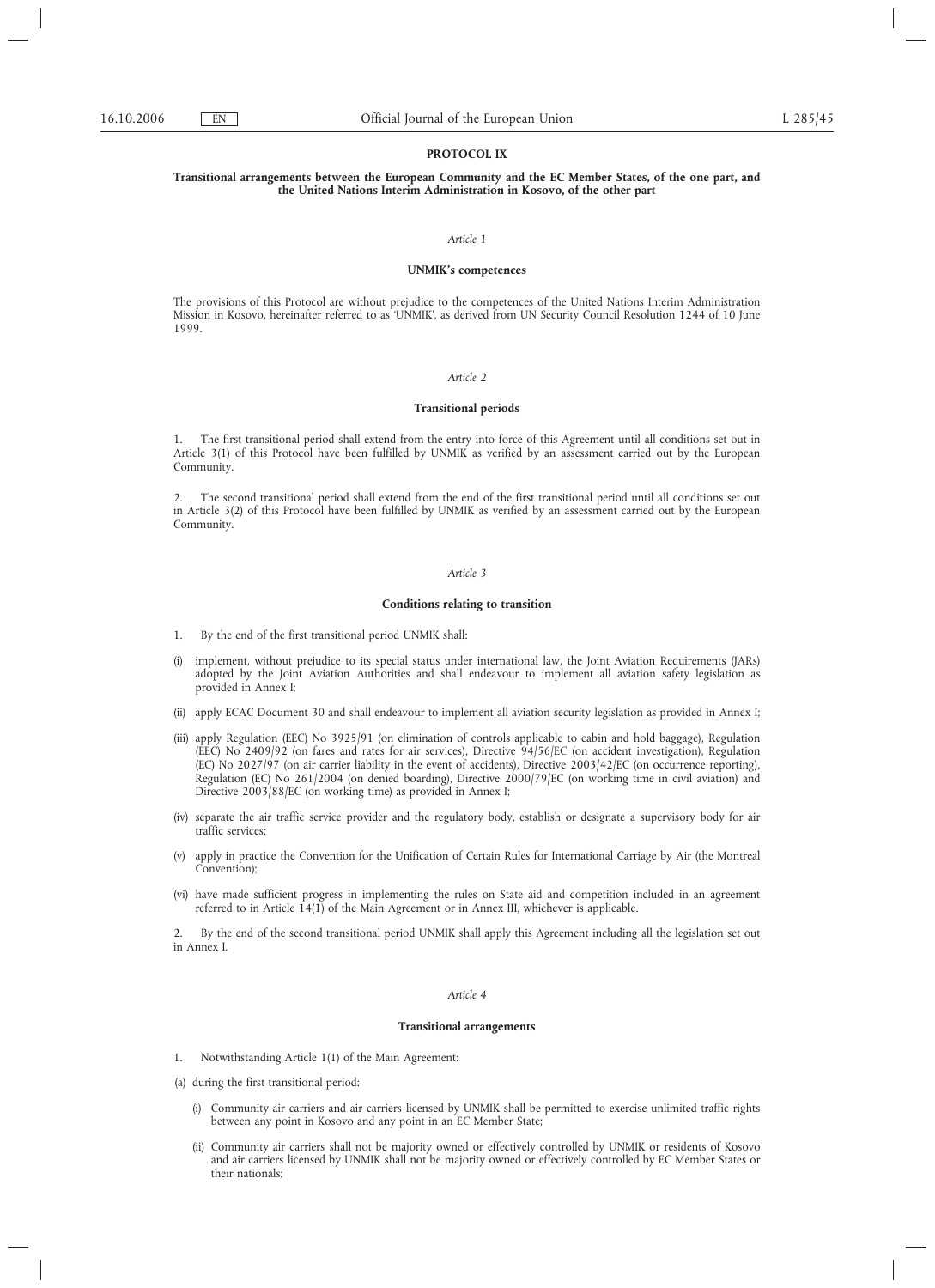## PROTOCOL IX

### Transitional arrangements between the European Community and the EC Member States, of the one part, and the United Nations Interim Administration in Kosovo, of the other part

*Article 1*

**UNMIK's competences**

The provisions of this Protocol are without prejudice to the competences of the United Nations Interim Administration Mission in Kosovo, hereinafter referred to as 'UNMIK', as derived from UN Security Council Resolution 1244 of 10 June 1999.

*Article 2*

**Transitional periods**

1. The first transitional period shall extend from the entry into force of this Agreement until all conditions set out in Article 3(1) of this Protocol have been fulfilled by UNMIK as verified by an assessment carried out by the European Community.

2. The second transitional period shall extend from the end of the first transitional period until all conditions set out in Article 3(2) of this Protocol have been fulfilled by UNMIK as verified by an assessment carried out by the European Community.

*Article 3*

**Conditions relating to transition**

1. By the end of the first transitional period UNMIK shall:

(i) implement, without prejudice to its special status under international law, the Joint Aviation Requirements (JARs) adopted by the Joint Aviation Authorities and shall endeavour to implement all aviation safety legislation as provided in Annex I;

(ii) apply ECAC Document 30 and shall endeavour to implement all aviation security legislation as provided in Annex I;

(iii) apply Regulation (EEC) No 3925/91 (on elimination of controls applicable to cabin and hold baggage), Regulation (EEC) No 2409/92 (on fares and rates for air services), Directive 94/56/EC (on accident investigation), Regulation (EC) No 2027/97 (on air carrier liability in the event of accidents), Directive 2003/42/EC (on occurrence reporting), Regulation (EC) No 261/2004 (on denied boarding), Directive 2000/79/EC (on working time in civil aviation) and Directive 2003/88/EC (on working time) as provided in Annex I;

(iv) separate the air traffic service provider and the regulatory body, establish or designate a supervisory body for air traffic services;

(v) apply in practice the Convention for the Unification of Certain Rules for International Carriage by Air (the Montreal Convention);

(vi) have made sufficient progress in implementing the rules on State aid and competition included in an agreement referred to in Article 14(1) of the Main Agreement or in Annex III, whichever is applicable.

2. By the end of the second transitional period UNMIK shall apply this Agreement including all the legislation set out in Annex I.

*Article 4*

**Transitional arrangements**

1. Notwithstanding Article 1(1) of the Main Agreement:

(a) during the first transitional period:

(i) Community air carriers and air carriers licensed by UNMIK shall be permitted to exercise unlimited traffic rights between any point in Kosovo and any point in an EC Member State;

(ii) Community air carriers shall not be majority owned or effectively controlled by UNMIK or residents of Kosovo and air carriers licensed by UNMIK shall not be majority owned or effectively controlled by EC Member States or their nationals;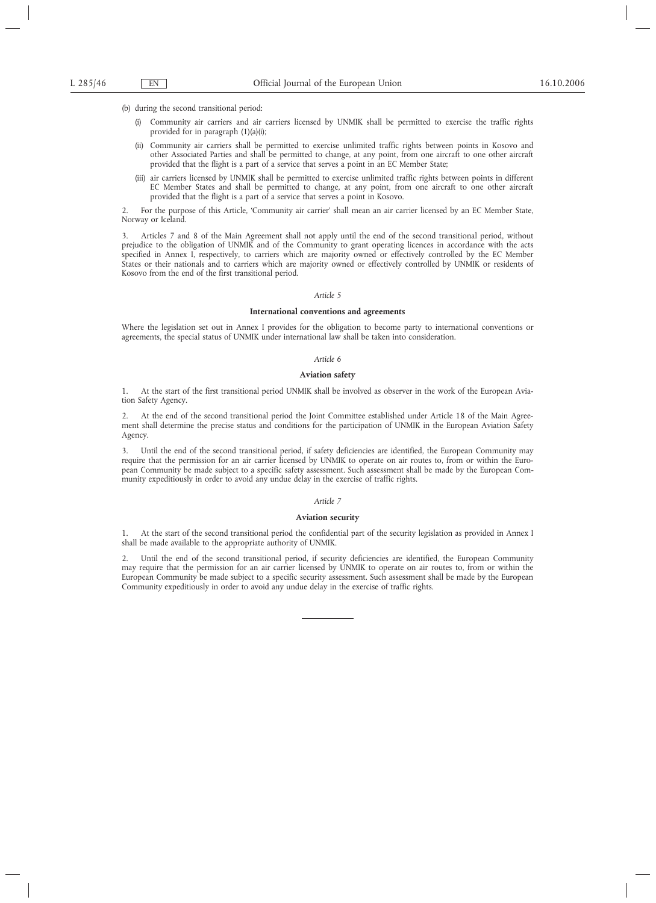(b) during the second transitional period:

(i) Community air carriers and air carriers licensed by UNMIK shall be permitted to exercise the traffic rights provided for in paragraph (1)(a)(i);

(ii) Community air carriers shall be permitted to exercise unlimited traffic rights between points in Kosovo and other Associated Parties and shall be permitted to change, at any point, from one aircraft to one other aircraft provided that the flight is a part of a service that serves a point in an EC Member State;

(iii) air carriers licensed by UNMIK shall be permitted to exercise unlimited traffic rights between points in different EC Member States and shall be permitted to change, at any point, from one aircraft to one other aircraft provided that the flight is a part of a service that serves a point in Kosovo.

2. For the purpose of this Article, 'Community air carrier' shall mean an air carrier licensed by an EC Member State, Norway or Iceland.

3. Articles 7 and 8 of the Main Agreement shall not apply until the end of the second transitional period, without prejudice to the obligation of UNMIK and of the Community to grant operating licences in accordance with the acts specified in Annex I, respectively, to carriers which are majority owned or effectively controlled by the EC Member States or their nationals and to carriers which are majority owned or effectively controlled by UNMIK or residents of Kosovo from the end of the first transitional period.

*Article 5*

**International conventions and agreements**

Where the legislation set out in Annex I provides for the obligation to become party to international conventions or agreements, the special status of UNMIK under international law shall be taken into consideration.

*Article 6*

**Aviation safety**

1. At the start of the first transitional period UNMIK shall be involved as observer in the work of the European Aviation Safety Agency.

2. At the end of the second transitional period the Joint Committee established under Article 18 of the Main Agreement shall determine the precise status and conditions for the participation of UNMIK in the European Aviation Safety Agency.

3. Until the end of the second transitional period, if safety deficiencies are identified, the European Community may require that the permission for an air carrier licensed by UNMIK to operate on air routes to, from or within the European Community be made subject to a specific safety assessment. Such assessment shall be made by the European Community expeditiously in order to avoid any undue delay in the exercise of traffic rights.

*Article 7*

**Aviation security**

1. At the start of the second transitional period the confidential part of the security legislation as provided in Annex I shall be made available to the appropriate authority of UNMIK.

2. Until the end of the second transitional period, if security deficiencies are identified, the European Community may require that the permission for an air carrier licensed by UNMIK to operate on air routes to, from or within the European Community be made subject to a specific security assessment. Such assessment shall be made by the European Community expeditiously in order to avoid any undue delay in the exercise of traffic rights.